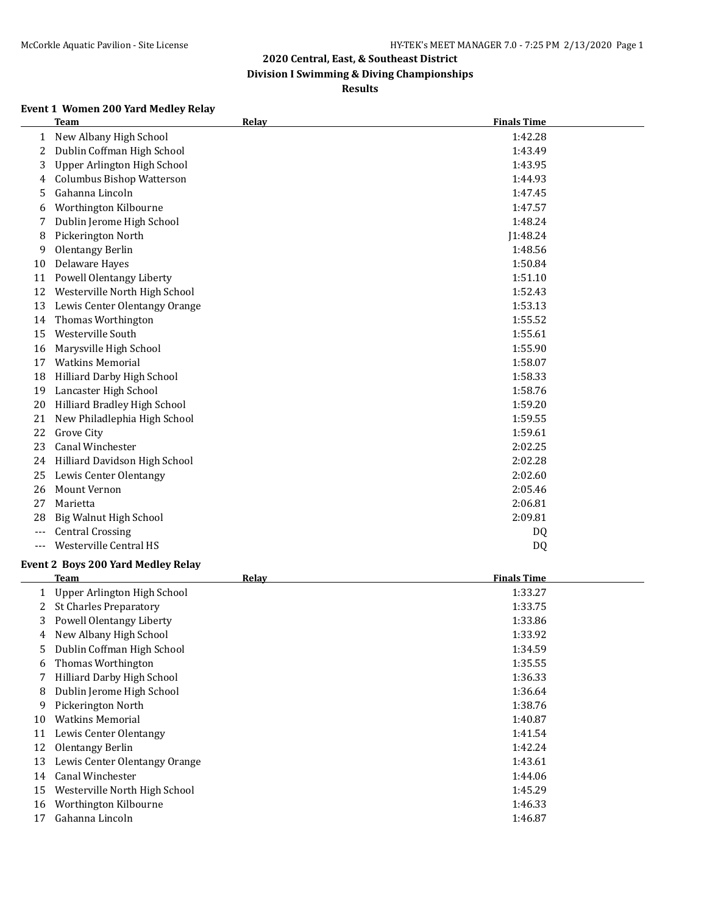# 2020 Central, East, & Southeast District

## Division I Swimming & Diving Championships

### Results

#### Event 1 Women 200 Yard Medley Relay

| | Team | Relay | Finals Time |
|---|---|---|---|
| 1 | New Albany High School | | 1:42.28 |
| 2 | Dublin Coffman High School | | 1:43.49 |
| 3 | Upper Arlington High School | | 1:43.95 |
| 4 | Columbus Bishop Watterson | | 1:44.93 |
| 5 | Gahanna Lincoln | | 1:47.45 |
| 6 | Worthington Kilbourne | | 1:47.57 |
| 7 | Dublin Jerome High School | | 1:48.24 |
| 8 | Pickerington North | | J1:48.24 |
| 9 | Olentangy Berlin | | 1:48.56 |
| 10 | Delaware Hayes | | 1:50.84 |
| 11 | Powell Olentangy Liberty | | 1:51.10 |
| 12 | Westerville North High School | | 1:52.43 |
| 13 | Lewis Center Olentangy Orange | | 1:53.13 |
| 14 | Thomas Worthington | | 1:55.52 |
| 15 | Westerville South | | 1:55.61 |
| 16 | Marysville High School | | 1:55.90 |
| 17 | Watkins Memorial | | 1:58.07 |
| 18 | Hilliard Darby High School | | 1:58.33 |
| 19 | Lancaster High School | | 1:58.76 |
| 20 | Hilliard Bradley High School | | 1:59.20 |
| 21 | New Philadlephia High School | | 1:59.55 |
| 22 | Grove City | | 1:59.61 |
| 23 | Canal Winchester | | 2:02.25 |
| 24 | Hilliard Davidson High School | | 2:02.28 |
| 25 | Lewis Center Olentangy | | 2:02.60 |
| 26 | Mount Vernon | | 2:05.46 |
| 27 | Marietta | | 2:06.81 |
| 28 | Big Walnut High School | | 2:09.81 |
| --- | Central Crossing | | DQ |
| --- | Westerville Central HS | | DQ |

#### Event 2 Boys 200 Yard Medley Relay

| | Team | Relay | Finals Time |
|---|---|---|---|
| 1 | Upper Arlington High School | | 1:33.27 |
| 2 | St Charles Preparatory | | 1:33.75 |
| 3 | Powell Olentangy Liberty | | 1:33.86 |
| 4 | New Albany High School | | 1:33.92 |
| 5 | Dublin Coffman High School | | 1:34.59 |
| 6 | Thomas Worthington | | 1:35.55 |
| 7 | Hilliard Darby High School | | 1:36.33 |
| 8 | Dublin Jerome High School | | 1:36.64 |
| 9 | Pickerington North | | 1:38.76 |
| 10 | Watkins Memorial | | 1:40.87 |
| 11 | Lewis Center Olentangy | | 1:41.54 |
| 12 | Olentangy Berlin | | 1:42.24 |
| 13 | Lewis Center Olentangy Orange | | 1:43.61 |
| 14 | Canal Winchester | | 1:44.06 |
| 15 | Westerville North High School | | 1:45.29 |
| 16 | Worthington Kilbourne | | 1:46.33 |
| 17 | Gahanna Lincoln | | 1:46.87 |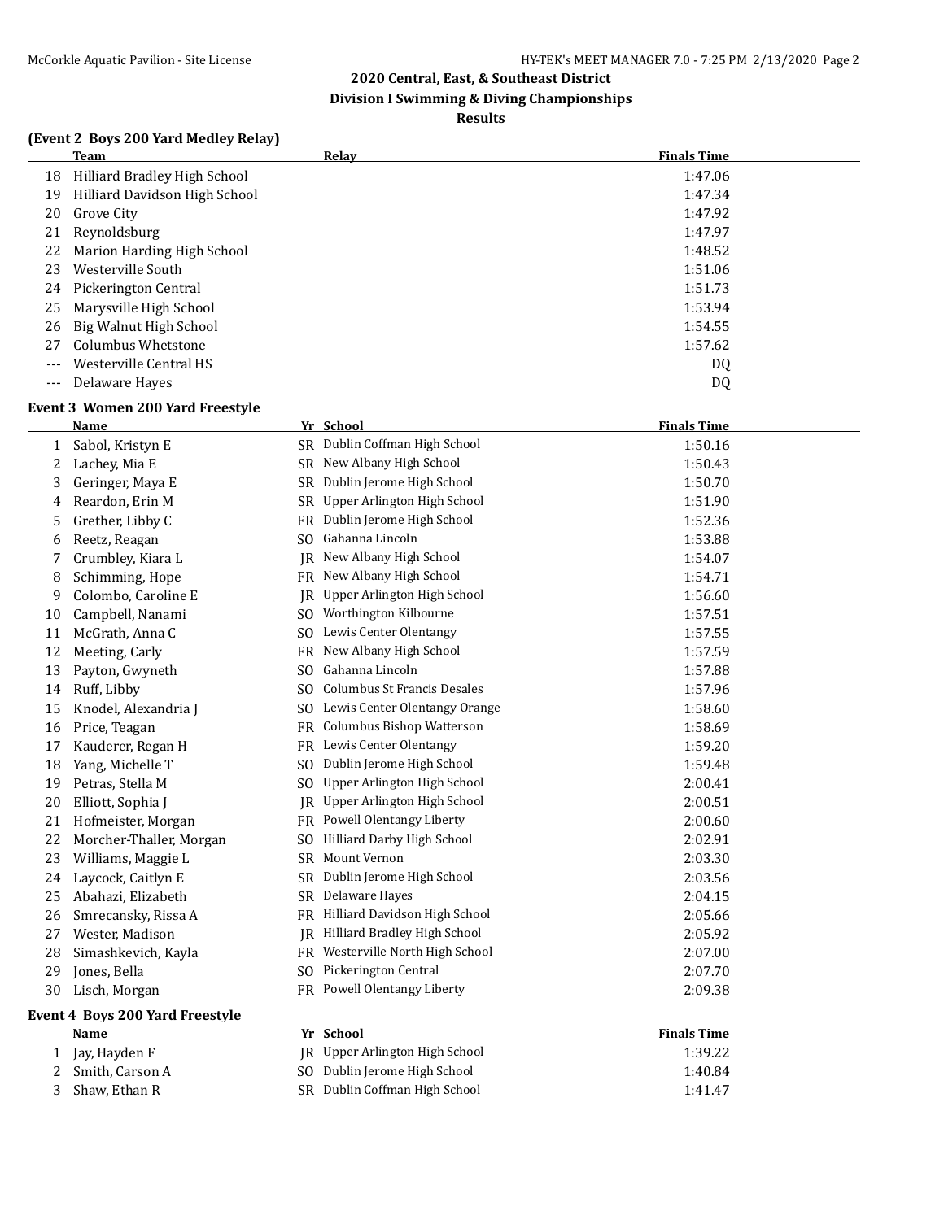## 2020 Central, East, & Southeast District
## Division I Swimming & Diving Championships
### Results

**(Event 2 Boys 200 Yard Medley Relay)**

| | Team | Relay | Finals Time |
|---|---|---|---|
| 18 | Hilliard Bradley High School | | 1:47.06 |
| 19 | Hilliard Davidson High School | | 1:47.34 |
| 20 | Grove City | | 1:47.92 |
| 21 | Reynoldsburg | | 1:47.97 |
| 22 | Marion Harding High School | | 1:48.52 |
| 23 | Westerville South | | 1:51.06 |
| 24 | Pickerington Central | | 1:51.73 |
| 25 | Marysville High School | | 1:53.94 |
| 26 | Big Walnut High School | | 1:54.55 |
| 27 | Columbus Whetstone | | 1:57.62 |
| --- | Westerville Central HS | | DQ |
| --- | Delaware Hayes | | DQ |

**Event 3 Women 200 Yard Freestyle**

| | Name | Yr | School | Finals Time |
|---|---|---|---|---|
| 1 | Sabol, Kristyn E | SR | Dublin Coffman High School | 1:50.16 |
| 2 | Lachey, Mia E | SR | New Albany High School | 1:50.43 |
| 3 | Geringer, Maya E | SR | Dublin Jerome High School | 1:50.70 |
| 4 | Reardon, Erin M | SR | Upper Arlington High School | 1:51.90 |
| 5 | Grether, Libby C | FR | Dublin Jerome High School | 1:52.36 |
| 6 | Reetz, Reagan | SO | Gahanna Lincoln | 1:53.88 |
| 7 | Crumbley, Kiara L | JR | New Albany High School | 1:54.07 |
| 8 | Schimming, Hope | FR | New Albany High School | 1:54.71 |
| 9 | Colombo, Caroline E | JR | Upper Arlington High School | 1:56.60 |
| 10 | Campbell, Nanami | SO | Worthington Kilbourne | 1:57.51 |
| 11 | McGrath, Anna C | SO | Lewis Center Olentangy | 1:57.55 |
| 12 | Meeting, Carly | FR | New Albany High School | 1:57.59 |
| 13 | Payton, Gwyneth | SO | Gahanna Lincoln | 1:57.88 |
| 14 | Ruff, Libby | SO | Columbus St Francis Desales | 1:57.96 |
| 15 | Knodel, Alexandria J | SO | Lewis Center Olentangy Orange | 1:58.60 |
| 16 | Price, Teagan | FR | Columbus Bishop Watterson | 1:58.69 |
| 17 | Kauderer, Regan H | FR | Lewis Center Olentangy | 1:59.20 |
| 18 | Yang, Michelle T | SO | Dublin Jerome High School | 1:59.48 |
| 19 | Petras, Stella M | SO | Upper Arlington High School | 2:00.41 |
| 20 | Elliott, Sophia J | JR | Upper Arlington High School | 2:00.51 |
| 21 | Hofmeister, Morgan | FR | Powell Olentangy Liberty | 2:00.60 |
| 22 | Morcher-Thaller, Morgan | SO | Hilliard Darby High School | 2:02.91 |
| 23 | Williams, Maggie L | SR | Mount Vernon | 2:03.30 |
| 24 | Laycock, Caitlyn E | SR | Dublin Jerome High School | 2:03.56 |
| 25 | Abahazi, Elizabeth | SR | Delaware Hayes | 2:04.15 |
| 26 | Smrecansky, Rissa A | FR | Hilliard Davidson High School | 2:05.66 |
| 27 | Wester, Madison | JR | Hilliard Bradley High School | 2:05.92 |
| 28 | Simashkevich, Kayla | FR | Westerville North High School | 2:07.00 |
| 29 | Jones, Bella | SO | Pickerington Central | 2:07.70 |
| 30 | Lisch, Morgan | FR | Powell Olentangy Liberty | 2:09.38 |

**Event 4 Boys 200 Yard Freestyle**

| | Name | Yr | School | Finals Time |
|---|---|---|---|---|
| 1 | Jay, Hayden F | JR | Upper Arlington High School | 1:39.22 |
| 2 | Smith, Carson A | SO | Dublin Jerome High School | 1:40.84 |
| 3 | Shaw, Ethan R | SR | Dublin Coffman High School | 1:41.47 |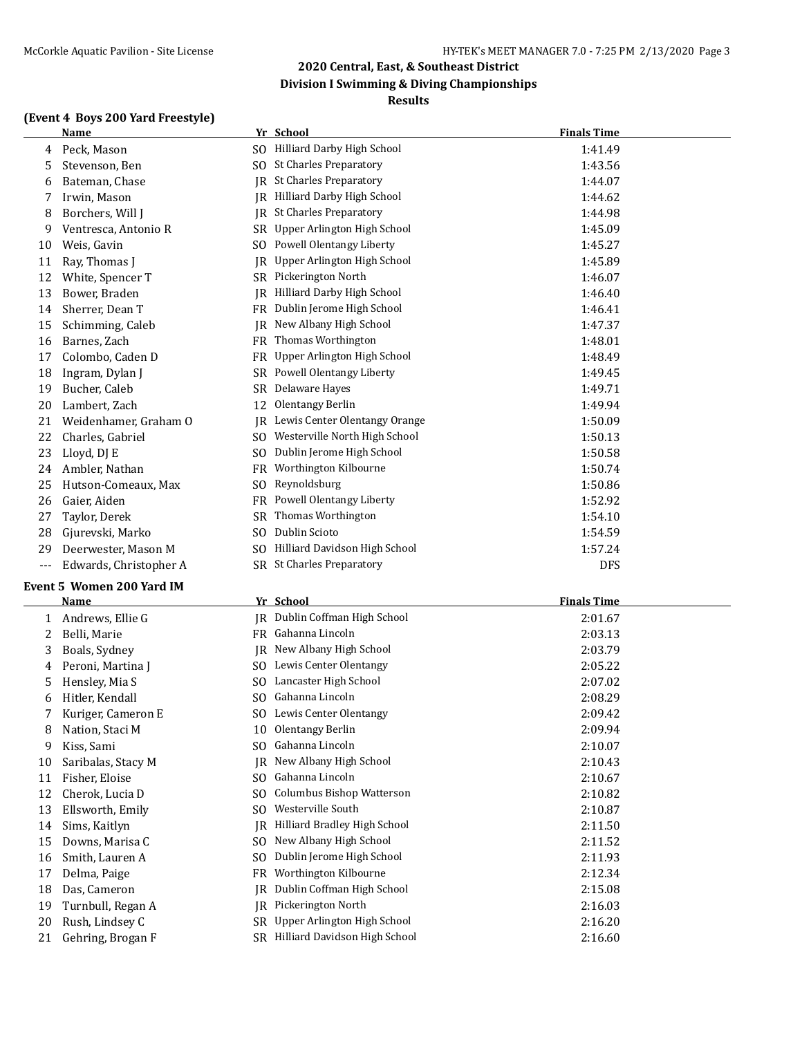## 2020 Central, East, & Southeast District
## Division I Swimming & Diving Championships
## Results

### (Event 4 Boys 200 Yard Freestyle)

| | Name | Yr | School | Finals Time |
|---|---|---|---|---|
| 4 | Peck, Mason | SO | Hilliard Darby High School | 1:41.49 |
| 5 | Stevenson, Ben | SO | St Charles Preparatory | 1:43.56 |
| 6 | Bateman, Chase | JR | St Charles Preparatory | 1:44.07 |
| 7 | Irwin, Mason | JR | Hilliard Darby High School | 1:44.62 |
| 8 | Borchers, Will J | JR | St Charles Preparatory | 1:44.98 |
| 9 | Ventresca, Antonio R | SR | Upper Arlington High School | 1:45.09 |
| 10 | Weis, Gavin | SO | Powell Olentangy Liberty | 1:45.27 |
| 11 | Ray, Thomas J | JR | Upper Arlington High School | 1:45.89 |
| 12 | White, Spencer T | SR | Pickerington North | 1:46.07 |
| 13 | Bower, Braden | JR | Hilliard Darby High School | 1:46.40 |
| 14 | Sherrer, Dean T | FR | Dublin Jerome High School | 1:46.41 |
| 15 | Schimming, Caleb | JR | New Albany High School | 1:47.37 |
| 16 | Barnes, Zach | FR | Thomas Worthington | 1:48.01 |
| 17 | Colombo, Caden D | FR | Upper Arlington High School | 1:48.49 |
| 18 | Ingram, Dylan J | SR | Powell Olentangy Liberty | 1:49.45 |
| 19 | Bucher, Caleb | SR | Delaware Hayes | 1:49.71 |
| 20 | Lambert, Zach | 12 | Olentangy Berlin | 1:49.94 |
| 21 | Weidenhamer, Graham O | JR | Lewis Center Olentangy Orange | 1:50.09 |
| 22 | Charles, Gabriel | SO | Westerville North High School | 1:50.13 |
| 23 | Lloyd, DJ E | SO | Dublin Jerome High School | 1:50.58 |
| 24 | Ambler, Nathan | FR | Worthington Kilbourne | 1:50.74 |
| 25 | Hutson-Comeaux, Max | SO | Reynoldsburg | 1:50.86 |
| 26 | Gaier, Aiden | FR | Powell Olentangy Liberty | 1:52.92 |
| 27 | Taylor, Derek | SR | Thomas Worthington | 1:54.10 |
| 28 | Gjurevski, Marko | SO | Dublin Scioto | 1:54.59 |
| 29 | Deerwester, Mason M | SO | Hilliard Davidson High School | 1:57.24 |
| --- | Edwards, Christopher A | SR | St Charles Preparatory | DFS |

### Event 5 Women 200 Yard IM

| | Name | Yr | School | Finals Time |
|---|---|---|---|---|
| 1 | Andrews, Ellie G | JR | Dublin Coffman High School | 2:01.67 |
| 2 | Belli, Marie | FR | Gahanna Lincoln | 2:03.13 |
| 3 | Boals, Sydney | JR | New Albany High School | 2:03.79 |
| 4 | Peroni, Martina J | SO | Lewis Center Olentangy | 2:05.22 |
| 5 | Hensley, Mia S | SO | Lancaster High School | 2:07.02 |
| 6 | Hitler, Kendall | SO | Gahanna Lincoln | 2:08.29 |
| 7 | Kuriger, Cameron E | SO | Lewis Center Olentangy | 2:09.42 |
| 8 | Nation, Staci M | 10 | Olentangy Berlin | 2:09.94 |
| 9 | Kiss, Sami | SO | Gahanna Lincoln | 2:10.07 |
| 10 | Saribalas, Stacy M | JR | New Albany High School | 2:10.43 |
| 11 | Fisher, Eloise | SO | Gahanna Lincoln | 2:10.67 |
| 12 | Cherok, Lucia D | SO | Columbus Bishop Watterson | 2:10.82 |
| 13 | Ellsworth, Emily | SO | Westerville South | 2:10.87 |
| 14 | Sims, Kaitlyn | JR | Hilliard Bradley High School | 2:11.50 |
| 15 | Downs, Marisa C | SO | New Albany High School | 2:11.52 |
| 16 | Smith, Lauren A | SO | Dublin Jerome High School | 2:11.93 |
| 17 | Delma, Paige | FR | Worthington Kilbourne | 2:12.34 |
| 18 | Das, Cameron | JR | Dublin Coffman High School | 2:15.08 |
| 19 | Turnbull, Regan A | JR | Pickerington North | 2:16.03 |
| 20 | Rush, Lindsey C | SR | Upper Arlington High School | 2:16.20 |
| 21 | Gehring, Brogan F | SR | Hilliard Davidson High School | 2:16.60 |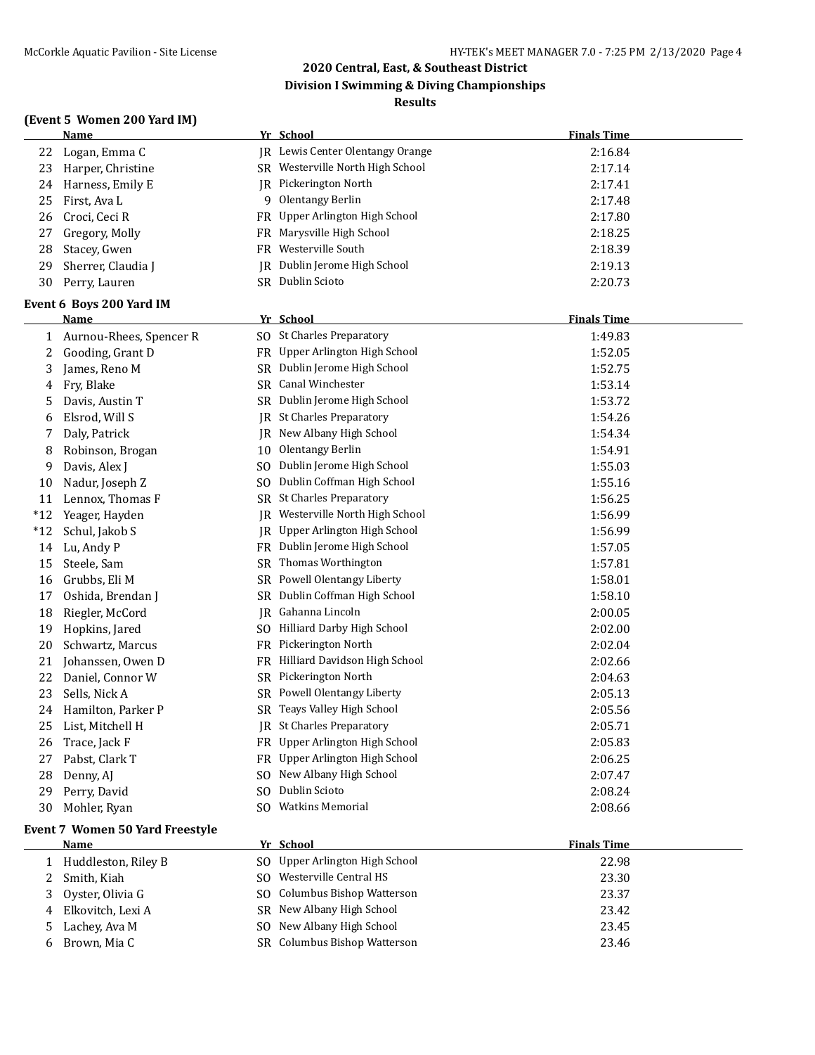## 2020 Central, East, & Southeast District
## Division I Swimming & Diving Championships
## Results

### (Event 5 Women 200 Yard IM)

| | Name | Yr | School | Finals Time |
|---|---|---|---|---|
| 22 | Logan, Emma C | JR | Lewis Center Olentangy Orange | 2:16.84 |
| 23 | Harper, Christine | SR | Westerville North High School | 2:17.14 |
| 24 | Harness, Emily E | JR | Pickerington North | 2:17.41 |
| 25 | First, Ava L | 9 | Olentangy Berlin | 2:17.48 |
| 26 | Croci, Ceci R | FR | Upper Arlington High School | 2:17.80 |
| 27 | Gregory, Molly | FR | Marysville High School | 2:18.25 |
| 28 | Stacey, Gwen | FR | Westerville South | 2:18.39 |
| 29 | Sherrer, Claudia J | JR | Dublin Jerome High School | 2:19.13 |
| 30 | Perry, Lauren | SR | Dublin Scioto | 2:20.73 |

### Event 6 Boys 200 Yard IM

| | Name | Yr | School | Finals Time |
|---|---|---|---|---|
| 1 | Aurnou-Rhees, Spencer R | SO | St Charles Preparatory | 1:49.83 |
| 2 | Gooding, Grant D | FR | Upper Arlington High School | 1:52.05 |
| 3 | James, Reno M | SR | Dublin Jerome High School | 1:52.75 |
| 4 | Fry, Blake | SR | Canal Winchester | 1:53.14 |
| 5 | Davis, Austin T | SR | Dublin Jerome High School | 1:53.72 |
| 6 | Elsrod, Will S | JR | St Charles Preparatory | 1:54.26 |
| 7 | Daly, Patrick | JR | New Albany High School | 1:54.34 |
| 8 | Robinson, Brogan | 10 | Olentangy Berlin | 1:54.91 |
| 9 | Davis, Alex J | SO | Dublin Jerome High School | 1:55.03 |
| 10 | Nadur, Joseph Z | SO | Dublin Coffman High School | 1:55.16 |
| 11 | Lennox, Thomas F | SR | St Charles Preparatory | 1:56.25 |
| *12 | Yeager, Hayden | JR | Westerville North High School | 1:56.99 |
| *12 | Schul, Jakob S | JR | Upper Arlington High School | 1:56.99 |
| 14 | Lu, Andy P | FR | Dublin Jerome High School | 1:57.05 |
| 15 | Steele, Sam | SR | Thomas Worthington | 1:57.81 |
| 16 | Grubbs, Eli M | SR | Powell Olentangy Liberty | 1:58.01 |
| 17 | Oshida, Brendan J | SR | Dublin Coffman High School | 1:58.10 |
| 18 | Riegler, McCord | JR | Gahanna Lincoln | 2:00.05 |
| 19 | Hopkins, Jared | SO | Hilliard Darby High School | 2:02.00 |
| 20 | Schwartz, Marcus | FR | Pickerington North | 2:02.04 |
| 21 | Johanssen, Owen D | FR | Hilliard Davidson High School | 2:02.66 |
| 22 | Daniel, Connor W | SR | Pickerington North | 2:04.63 |
| 23 | Sells, Nick A | SR | Powell Olentangy Liberty | 2:05.13 |
| 24 | Hamilton, Parker P | SR | Teays Valley High School | 2:05.56 |
| 25 | List, Mitchell H | JR | St Charles Preparatory | 2:05.71 |
| 26 | Trace, Jack F | FR | Upper Arlington High School | 2:05.83 |
| 27 | Pabst, Clark T | FR | Upper Arlington High School | 2:06.25 |
| 28 | Denny, AJ | SO | New Albany High School | 2:07.47 |
| 29 | Perry, David | SO | Dublin Scioto | 2:08.24 |
| 30 | Mohler, Ryan | SO | Watkins Memorial | 2:08.66 |

### Event 7 Women 50 Yard Freestyle

| | Name | Yr | School | Finals Time |
|---|---|---|---|---|
| 1 | Huddleston, Riley B | SO | Upper Arlington High School | 22.98 |
| 2 | Smith, Kiah | SO | Westerville Central HS | 23.30 |
| 3 | Oyster, Olivia G | SO | Columbus Bishop Watterson | 23.37 |
| 4 | Elkovitch, Lexi A | SR | New Albany High School | 23.42 |
| 5 | Lachey, Ava M | SO | New Albany High School | 23.45 |
| 6 | Brown, Mia C | SR | Columbus Bishop Watterson | 23.46 |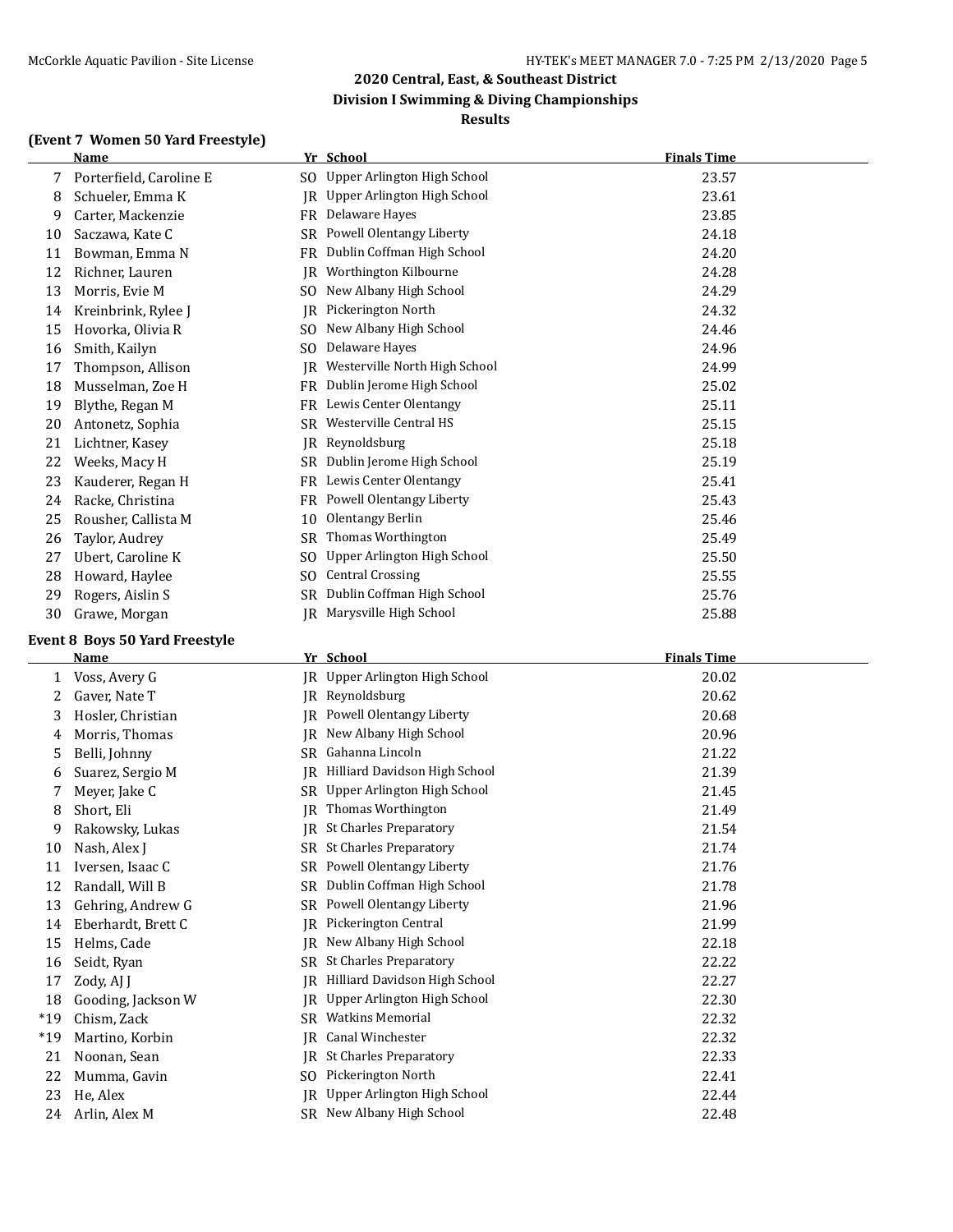## 2020 Central, East, & Southeast District
## Division I Swimming & Diving Championships
## Results

### (Event 7 Women 50 Yard Freestyle)

| | Name | Yr | School | Finals Time |
|---|---|---|---|---|
| 7 | Porterfield, Caroline E | SO | Upper Arlington High School | 23.57 |
| 8 | Schueler, Emma K | JR | Upper Arlington High School | 23.61 |
| 9 | Carter, Mackenzie | FR | Delaware Hayes | 23.85 |
| 10 | Saczawa, Kate C | SR | Powell Olentangy Liberty | 24.18 |
| 11 | Bowman, Emma N | FR | Dublin Coffman High School | 24.20 |
| 12 | Richner, Lauren | JR | Worthington Kilbourne | 24.28 |
| 13 | Morris, Evie M | SO | New Albany High School | 24.29 |
| 14 | Kreinbrink, Rylee J | JR | Pickerington North | 24.32 |
| 15 | Hovorka, Olivia R | SO | New Albany High School | 24.46 |
| 16 | Smith, Kailyn | SO | Delaware Hayes | 24.96 |
| 17 | Thompson, Allison | JR | Westerville North High School | 24.99 |
| 18 | Musselman, Zoe H | FR | Dublin Jerome High School | 25.02 |
| 19 | Blythe, Regan M | FR | Lewis Center Olentangy | 25.11 |
| 20 | Antonetz, Sophia | SR | Westerville Central HS | 25.15 |
| 21 | Lichtner, Kasey | JR | Reynoldsburg | 25.18 |
| 22 | Weeks, Macy H | SR | Dublin Jerome High School | 25.19 |
| 23 | Kauderer, Regan H | FR | Lewis Center Olentangy | 25.41 |
| 24 | Racke, Christina | FR | Powell Olentangy Liberty | 25.43 |
| 25 | Rousher, Callista M | 10 | Olentangy Berlin | 25.46 |
| 26 | Taylor, Audrey | SR | Thomas Worthington | 25.49 |
| 27 | Ubert, Caroline K | SO | Upper Arlington High School | 25.50 |
| 28 | Howard, Haylee | SO | Central Crossing | 25.55 |
| 29 | Rogers, Aislin S | SR | Dublin Coffman High School | 25.76 |
| 30 | Grawe, Morgan | JR | Marysville High School | 25.88 |

### Event 8 Boys 50 Yard Freestyle

| | Name | Yr | School | Finals Time |
|---|---|---|---|---|
| 1 | Voss, Avery G | JR | Upper Arlington High School | 20.02 |
| 2 | Gaver, Nate T | JR | Reynoldsburg | 20.62 |
| 3 | Hosler, Christian | JR | Powell Olentangy Liberty | 20.68 |
| 4 | Morris, Thomas | JR | New Albany High School | 20.96 |
| 5 | Belli, Johnny | SR | Gahanna Lincoln | 21.22 |
| 6 | Suarez, Sergio M | JR | Hilliard Davidson High School | 21.39 |
| 7 | Meyer, Jake C | SR | Upper Arlington High School | 21.45 |
| 8 | Short, Eli | JR | Thomas Worthington | 21.49 |
| 9 | Rakowsky, Lukas | JR | St Charles Preparatory | 21.54 |
| 10 | Nash, Alex J | SR | St Charles Preparatory | 21.74 |
| 11 | Iversen, Isaac C | SR | Powell Olentangy Liberty | 21.76 |
| 12 | Randall, Will B | SR | Dublin Coffman High School | 21.78 |
| 13 | Gehring, Andrew G | SR | Powell Olentangy Liberty | 21.96 |
| 14 | Eberhardt, Brett C | JR | Pickerington Central | 21.99 |
| 15 | Helms, Cade | JR | New Albany High School | 22.18 |
| 16 | Seidt, Ryan | SR | St Charles Preparatory | 22.22 |
| 17 | Zody, AJ J | JR | Hilliard Davidson High School | 22.27 |
| 18 | Gooding, Jackson W | JR | Upper Arlington High School | 22.30 |
| *19 | Chism, Zack | SR | Watkins Memorial | 22.32 |
| *19 | Martino, Korbin | JR | Canal Winchester | 22.32 |
| 21 | Noonan, Sean | JR | St Charles Preparatory | 22.33 |
| 22 | Mumma, Gavin | SO | Pickerington North | 22.41 |
| 23 | He, Alex | JR | Upper Arlington High School | 22.44 |
| 24 | Arlin, Alex M | SR | New Albany High School | 22.48 |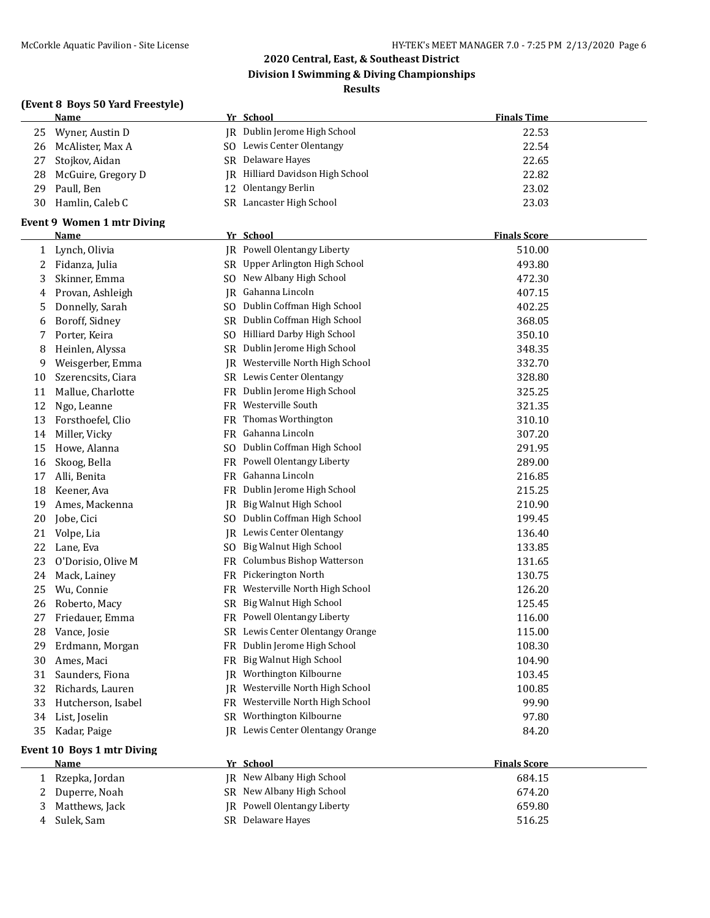## 2020 Central, East, & Southeast District
## Division I Swimming & Diving Championships
## Results

### (Event 8 Boys 50 Yard Freestyle)

| | Name | Yr | School | Finals Time |
|---|---|---|---|---|
| 25 | Wyner, Austin D | JR | Dublin Jerome High School | 22.53 |
| 26 | McAlister, Max A | SO | Lewis Center Olentangy | 22.54 |
| 27 | Stojkov, Aidan | SR | Delaware Hayes | 22.65 |
| 28 | McGuire, Gregory D | JR | Hilliard Davidson High School | 22.82 |
| 29 | Paull, Ben | 12 | Olentangy Berlin | 23.02 |
| 30 | Hamlin, Caleb C | SR | Lancaster High School | 23.03 |

### Event 9 Women 1 mtr Diving

| | Name | Yr | School | Finals Score |
|---|---|---|---|---|
| 1 | Lynch, Olivia | JR | Powell Olentangy Liberty | 510.00 |
| 2 | Fidanza, Julia | SR | Upper Arlington High School | 493.80 |
| 3 | Skinner, Emma | SO | New Albany High School | 472.30 |
| 4 | Provan, Ashleigh | JR | Gahanna Lincoln | 407.15 |
| 5 | Donnelly, Sarah | SO | Dublin Coffman High School | 402.25 |
| 6 | Boroff, Sidney | SR | Dublin Coffman High School | 368.05 |
| 7 | Porter, Keira | SO | Hilliard Darby High School | 350.10 |
| 8 | Heinlen, Alyssa | SR | Dublin Jerome High School | 348.35 |
| 9 | Weisgerber, Emma | JR | Westerville North High School | 332.70 |
| 10 | Szerencsits, Ciara | SR | Lewis Center Olentangy | 328.80 |
| 11 | Mallue, Charlotte | FR | Dublin Jerome High School | 325.25 |
| 12 | Ngo, Leanne | FR | Westerville South | 321.35 |
| 13 | Forsthoefel, Clio | FR | Thomas Worthington | 310.10 |
| 14 | Miller, Vicky | FR | Gahanna Lincoln | 307.20 |
| 15 | Howe, Alanna | SO | Dublin Coffman High School | 291.95 |
| 16 | Skoog, Bella | FR | Powell Olentangy Liberty | 289.00 |
| 17 | Alli, Benita | FR | Gahanna Lincoln | 216.85 |
| 18 | Keener, Ava | FR | Dublin Jerome High School | 215.25 |
| 19 | Ames, Mackenna | JR | Big Walnut High School | 210.90 |
| 20 | Jobe, Cici | SO | Dublin Coffman High School | 199.45 |
| 21 | Volpe, Lia | JR | Lewis Center Olentangy | 136.40 |
| 22 | Lane, Eva | SO | Big Walnut High School | 133.85 |
| 23 | O'Dorisio, Olive M | FR | Columbus Bishop Watterson | 131.65 |
| 24 | Mack, Lainey | FR | Pickerington North | 130.75 |
| 25 | Wu, Connie | FR | Westerville North High School | 126.20 |
| 26 | Roberto, Macy | SR | Big Walnut High School | 125.45 |
| 27 | Friedauer, Emma | FR | Powell Olentangy Liberty | 116.00 |
| 28 | Vance, Josie | SR | Lewis Center Olentangy Orange | 115.00 |
| 29 | Erdmann, Morgan | FR | Dublin Jerome High School | 108.30 |
| 30 | Ames, Maci | FR | Big Walnut High School | 104.90 |
| 31 | Saunders, Fiona | JR | Worthington Kilbourne | 103.45 |
| 32 | Richards, Lauren | JR | Westerville North High School | 100.85 |
| 33 | Hutcherson, Isabel | FR | Westerville North High School | 99.90 |
| 34 | List, Joselin | SR | Worthington Kilbourne | 97.80 |
| 35 | Kadar, Paige | JR | Lewis Center Olentangy Orange | 84.20 |

### Event 10 Boys 1 mtr Diving

| | Name | Yr | School | Finals Score |
|---|---|---|---|---|
| 1 | Rzepka, Jordan | JR | New Albany High School | 684.15 |
| 2 | Duperre, Noah | SR | New Albany High School | 674.20 |
| 3 | Matthews, Jack | JR | Powell Olentangy Liberty | 659.80 |
| 4 | Sulek, Sam | SR | Delaware Hayes | 516.25 |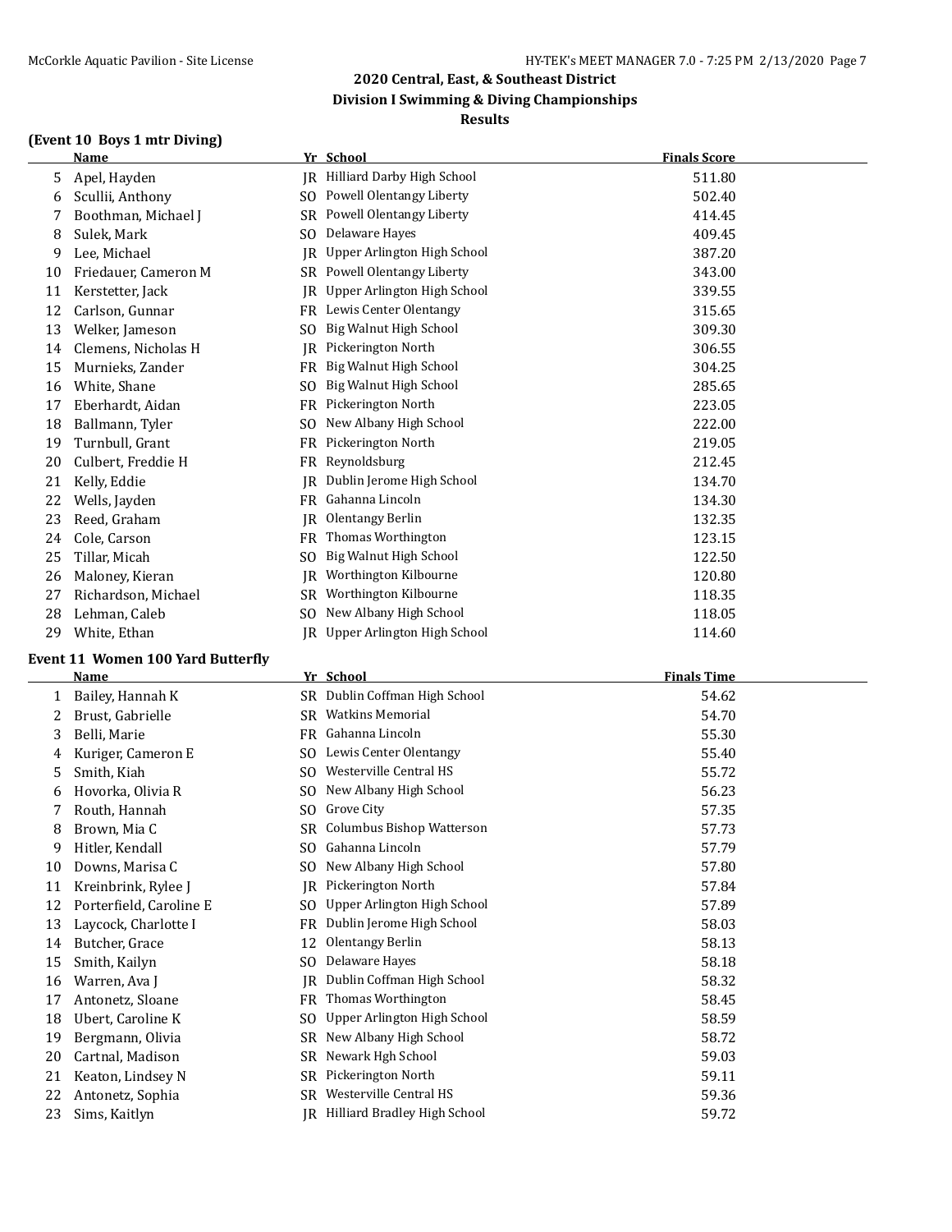## 2020 Central, East, & Southeast District
## Division I Swimming & Diving Championships
## Results

### (Event 10 Boys 1 mtr Diving)

| | Name | Yr | School | Finals Score |
|---|---|---|---|---|
| 5 | Apel, Hayden | JR | Hilliard Darby High School | 511.80 |
| 6 | Scullii, Anthony | SO | Powell Olentangy Liberty | 502.40 |
| 7 | Boothman, Michael J | SR | Powell Olentangy Liberty | 414.45 |
| 8 | Sulek, Mark | SO | Delaware Hayes | 409.45 |
| 9 | Lee, Michael | JR | Upper Arlington High School | 387.20 |
| 10 | Friedauer, Cameron M | SR | Powell Olentangy Liberty | 343.00 |
| 11 | Kerstetter, Jack | JR | Upper Arlington High School | 339.55 |
| 12 | Carlson, Gunnar | FR | Lewis Center Olentangy | 315.65 |
| 13 | Welker, Jameson | SO | Big Walnut High School | 309.30 |
| 14 | Clemens, Nicholas H | JR | Pickerington North | 306.55 |
| 15 | Murnieks, Zander | FR | Big Walnut High School | 304.25 |
| 16 | White, Shane | SO | Big Walnut High School | 285.65 |
| 17 | Eberhardt, Aidan | FR | Pickerington North | 223.05 |
| 18 | Ballmann, Tyler | SO | New Albany High School | 222.00 |
| 19 | Turnbull, Grant | FR | Pickerington North | 219.05 |
| 20 | Culbert, Freddie H | FR | Reynoldsburg | 212.45 |
| 21 | Kelly, Eddie | JR | Dublin Jerome High School | 134.70 |
| 22 | Wells, Jayden | FR | Gahanna Lincoln | 134.30 |
| 23 | Reed, Graham | JR | Olentangy Berlin | 132.35 |
| 24 | Cole, Carson | FR | Thomas Worthington | 123.15 |
| 25 | Tillar, Micah | SO | Big Walnut High School | 122.50 |
| 26 | Maloney, Kieran | JR | Worthington Kilbourne | 120.80 |
| 27 | Richardson, Michael | SR | Worthington Kilbourne | 118.35 |
| 28 | Lehman, Caleb | SO | New Albany High School | 118.05 |
| 29 | White, Ethan | JR | Upper Arlington High School | 114.60 |

### Event 11 Women 100 Yard Butterfly

| | Name | Yr | School | Finals Time |
|---|---|---|---|---|
| 1 | Bailey, Hannah K | SR | Dublin Coffman High School | 54.62 |
| 2 | Brust, Gabrielle | SR | Watkins Memorial | 54.70 |
| 3 | Belli, Marie | FR | Gahanna Lincoln | 55.30 |
| 4 | Kuriger, Cameron E | SO | Lewis Center Olentangy | 55.40 |
| 5 | Smith, Kiah | SO | Westerville Central HS | 55.72 |
| 6 | Hovorka, Olivia R | SO | New Albany High School | 56.23 |
| 7 | Routh, Hannah | SO | Grove City | 57.35 |
| 8 | Brown, Mia C | SR | Columbus Bishop Watterson | 57.73 |
| 9 | Hitler, Kendall | SO | Gahanna Lincoln | 57.79 |
| 10 | Downs, Marisa C | SO | New Albany High School | 57.80 |
| 11 | Kreinbrink, Rylee J | JR | Pickerington North | 57.84 |
| 12 | Porterfield, Caroline E | SO | Upper Arlington High School | 57.89 |
| 13 | Laycock, Charlotte I | FR | Dublin Jerome High School | 58.03 |
| 14 | Butcher, Grace | 12 | Olentangy Berlin | 58.13 |
| 15 | Smith, Kailyn | SO | Delaware Hayes | 58.18 |
| 16 | Warren, Ava J | JR | Dublin Coffman High School | 58.32 |
| 17 | Antonetz, Sloane | FR | Thomas Worthington | 58.45 |
| 18 | Ubert, Caroline K | SO | Upper Arlington High School | 58.59 |
| 19 | Bergmann, Olivia | SR | New Albany High School | 58.72 |
| 20 | Cartnal, Madison | SR | Newark Hgh School | 59.03 |
| 21 | Keaton, Lindsey N | SR | Pickerington North | 59.11 |
| 22 | Antonetz, Sophia | SR | Westerville Central HS | 59.36 |
| 23 | Sims, Kaitlyn | JR | Hilliard Bradley High School | 59.72 |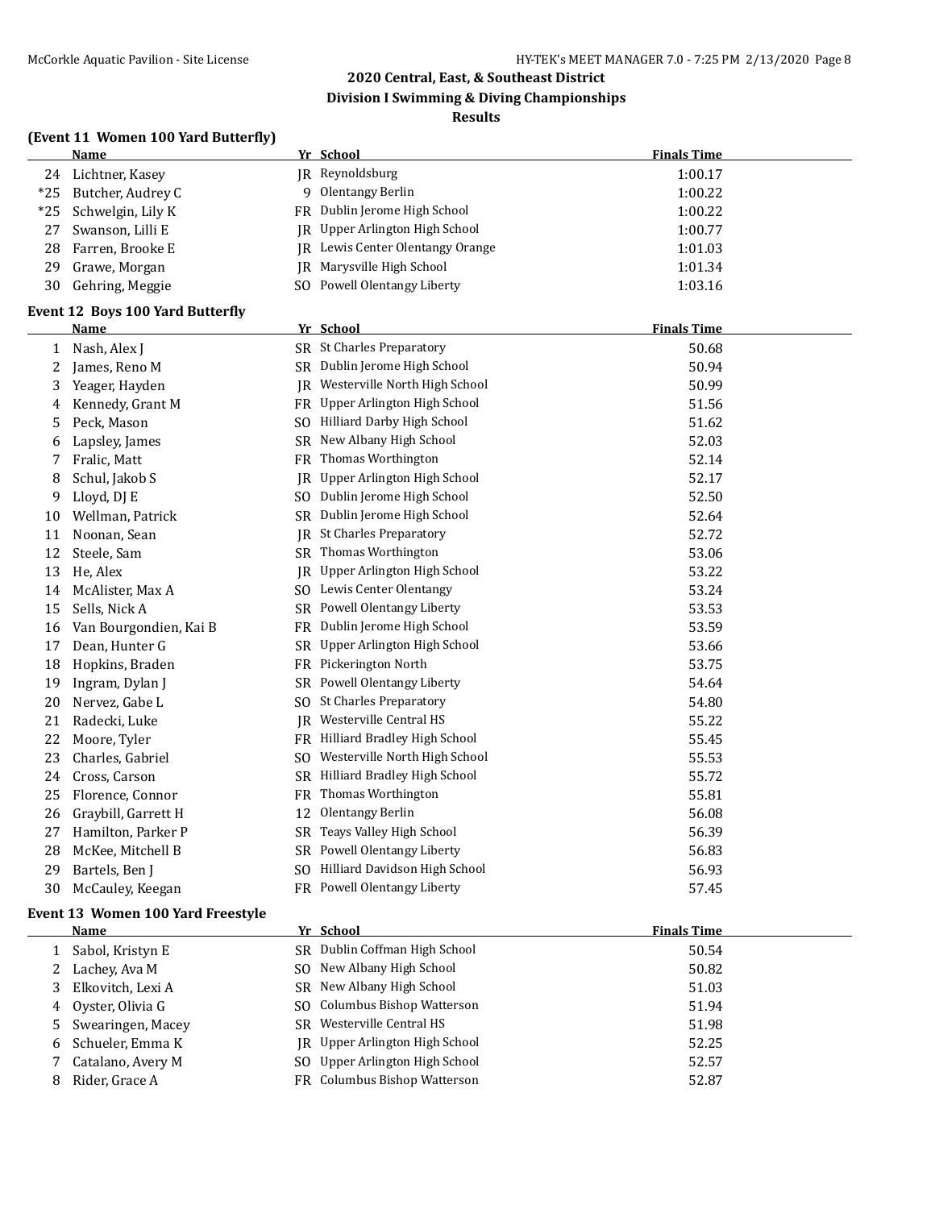## 2020 Central, East, & Southeast District
## Division I Swimming & Diving Championships
## Results

### (Event 11 Women 100 Yard Butterfly)

| | Name | Yr | School | Finals Time |
|---|---|---|---|---|
| 24 | Lichtner, Kasey | JR | Reynoldsburg | 1:00.17 |
| *25 | Butcher, Audrey C | 9 | Olentangy Berlin | 1:00.22 |
| *25 | Schwelgin, Lily K | FR | Dublin Jerome High School | 1:00.22 |
| 27 | Swanson, Lilli E | JR | Upper Arlington High School | 1:00.77 |
| 28 | Farren, Brooke E | JR | Lewis Center Olentangy Orange | 1:01.03 |
| 29 | Grawe, Morgan | JR | Marysville High School | 1:01.34 |
| 30 | Gehring, Meggie | SO | Powell Olentangy Liberty | 1:03.16 |

### Event 12 Boys 100 Yard Butterfly

| | Name | Yr | School | Finals Time |
|---|---|---|---|---|
| 1 | Nash, Alex J | SR | St Charles Preparatory | 50.68 |
| 2 | James, Reno M | SR | Dublin Jerome High School | 50.94 |
| 3 | Yeager, Hayden | JR | Westerville North High School | 50.99 |
| 4 | Kennedy, Grant M | FR | Upper Arlington High School | 51.56 |
| 5 | Peck, Mason | SO | Hilliard Darby High School | 51.62 |
| 6 | Lapsley, James | SR | New Albany High School | 52.03 |
| 7 | Fralic, Matt | FR | Thomas Worthington | 52.14 |
| 8 | Schul, Jakob S | JR | Upper Arlington High School | 52.17 |
| 9 | Lloyd, DJ E | SO | Dublin Jerome High School | 52.50 |
| 10 | Wellman, Patrick | SR | Dublin Jerome High School | 52.64 |
| 11 | Noonan, Sean | JR | St Charles Preparatory | 52.72 |
| 12 | Steele, Sam | SR | Thomas Worthington | 53.06 |
| 13 | He, Alex | JR | Upper Arlington High School | 53.22 |
| 14 | McAlister, Max A | SO | Lewis Center Olentangy | 53.24 |
| 15 | Sells, Nick A | SR | Powell Olentangy Liberty | 53.53 |
| 16 | Van Bourgondien, Kai B | FR | Dublin Jerome High School | 53.59 |
| 17 | Dean, Hunter G | SR | Upper Arlington High School | 53.66 |
| 18 | Hopkins, Braden | FR | Pickerington North | 53.75 |
| 19 | Ingram, Dylan J | SR | Powell Olentangy Liberty | 54.64 |
| 20 | Nervez, Gabe L | SO | St Charles Preparatory | 54.80 |
| 21 | Radecki, Luke | JR | Westerville Central HS | 55.22 |
| 22 | Moore, Tyler | FR | Hilliard Bradley High School | 55.45 |
| 23 | Charles, Gabriel | SO | Westerville North High School | 55.53 |
| 24 | Cross, Carson | SR | Hilliard Bradley High School | 55.72 |
| 25 | Florence, Connor | FR | Thomas Worthington | 55.81 |
| 26 | Graybill, Garrett H | 12 | Olentangy Berlin | 56.08 |
| 27 | Hamilton, Parker P | SR | Teays Valley High School | 56.39 |
| 28 | McKee, Mitchell B | SR | Powell Olentangy Liberty | 56.83 |
| 29 | Bartels, Ben J | SO | Hilliard Davidson High School | 56.93 |
| 30 | McCauley, Keegan | FR | Powell Olentangy Liberty | 57.45 |

### Event 13 Women 100 Yard Freestyle

| | Name | Yr | School | Finals Time |
|---|---|---|---|---|
| 1 | Sabol, Kristyn E | SR | Dublin Coffman High School | 50.54 |
| 2 | Lachey, Ava M | SO | New Albany High School | 50.82 |
| 3 | Elkovitch, Lexi A | SR | New Albany High School | 51.03 |
| 4 | Oyster, Olivia G | SO | Columbus Bishop Watterson | 51.94 |
| 5 | Swearingen, Macey | SR | Westerville Central HS | 51.98 |
| 6 | Schueler, Emma K | JR | Upper Arlington High School | 52.25 |
| 7 | Catalano, Avery M | SO | Upper Arlington High School | 52.57 |
| 8 | Rider, Grace A | FR | Columbus Bishop Watterson | 52.87 |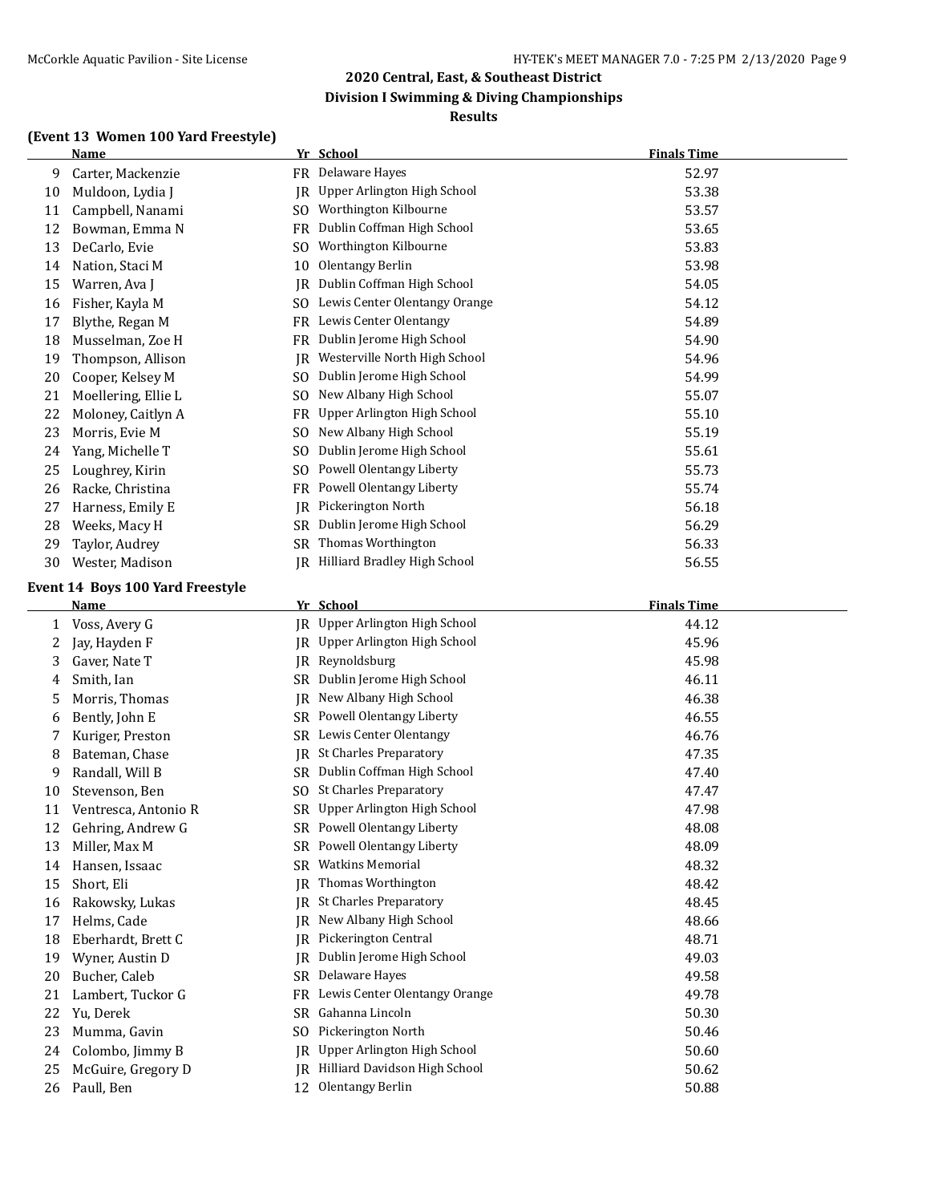## 2020 Central, East, & Southeast District

## Division I Swimming & Diving Championships

### Results

### (Event 13 Women 100 Yard Freestyle)

| | Name | Yr | School | Finals Time |
|---|---|---|---|---|
| 9 | Carter, Mackenzie | FR | Delaware Hayes | 52.97 |
| 10 | Muldoon, Lydia J | JR | Upper Arlington High School | 53.38 |
| 11 | Campbell, Nanami | SO | Worthington Kilbourne | 53.57 |
| 12 | Bowman, Emma N | FR | Dublin Coffman High School | 53.65 |
| 13 | DeCarlo, Evie | SO | Worthington Kilbourne | 53.83 |
| 14 | Nation, Staci M | 10 | Olentangy Berlin | 53.98 |
| 15 | Warren, Ava J | JR | Dublin Coffman High School | 54.05 |
| 16 | Fisher, Kayla M | SO | Lewis Center Olentangy Orange | 54.12 |
| 17 | Blythe, Regan M | FR | Lewis Center Olentangy | 54.89 |
| 18 | Musselman, Zoe H | FR | Dublin Jerome High School | 54.90 |
| 19 | Thompson, Allison | JR | Westerville North High School | 54.96 |
| 20 | Cooper, Kelsey M | SO | Dublin Jerome High School | 54.99 |
| 21 | Moellering, Ellie L | SO | New Albany High School | 55.07 |
| 22 | Moloney, Caitlyn A | FR | Upper Arlington High School | 55.10 |
| 23 | Morris, Evie M | SO | New Albany High School | 55.19 |
| 24 | Yang, Michelle T | SO | Dublin Jerome High School | 55.61 |
| 25 | Loughrey, Kirin | SO | Powell Olentangy Liberty | 55.73 |
| 26 | Racke, Christina | FR | Powell Olentangy Liberty | 55.74 |
| 27 | Harness, Emily E | JR | Pickerington North | 56.18 |
| 28 | Weeks, Macy H | SR | Dublin Jerome High School | 56.29 |
| 29 | Taylor, Audrey | SR | Thomas Worthington | 56.33 |
| 30 | Wester, Madison | JR | Hilliard Bradley High School | 56.55 |

### Event 14 Boys 100 Yard Freestyle

| | Name | Yr | School | Finals Time |
|---|---|---|---|---|
| 1 | Voss, Avery G | JR | Upper Arlington High School | 44.12 |
| 2 | Jay, Hayden F | JR | Upper Arlington High School | 45.96 |
| 3 | Gaver, Nate T | JR | Reynoldsburg | 45.98 |
| 4 | Smith, Ian | SR | Dublin Jerome High School | 46.11 |
| 5 | Morris, Thomas | JR | New Albany High School | 46.38 |
| 6 | Bently, John E | SR | Powell Olentangy Liberty | 46.55 |
| 7 | Kuriger, Preston | SR | Lewis Center Olentangy | 46.76 |
| 8 | Bateman, Chase | JR | St Charles Preparatory | 47.35 |
| 9 | Randall, Will B | SR | Dublin Coffman High School | 47.40 |
| 10 | Stevenson, Ben | SO | St Charles Preparatory | 47.47 |
| 11 | Ventresca, Antonio R | SR | Upper Arlington High School | 47.98 |
| 12 | Gehring, Andrew G | SR | Powell Olentangy Liberty | 48.08 |
| 13 | Miller, Max M | SR | Powell Olentangy Liberty | 48.09 |
| 14 | Hansen, Issaac | SR | Watkins Memorial | 48.32 |
| 15 | Short, Eli | JR | Thomas Worthington | 48.42 |
| 16 | Rakowsky, Lukas | JR | St Charles Preparatory | 48.45 |
| 17 | Helms, Cade | JR | New Albany High School | 48.66 |
| 18 | Eberhardt, Brett C | JR | Pickerington Central | 48.71 |
| 19 | Wyner, Austin D | JR | Dublin Jerome High School | 49.03 |
| 20 | Bucher, Caleb | SR | Delaware Hayes | 49.58 |
| 21 | Lambert, Tuckor G | FR | Lewis Center Olentangy Orange | 49.78 |
| 22 | Yu, Derek | SR | Gahanna Lincoln | 50.30 |
| 23 | Mumma, Gavin | SO | Pickerington North | 50.46 |
| 24 | Colombo, Jimmy B | JR | Upper Arlington High School | 50.60 |
| 25 | McGuire, Gregory D | JR | Hilliard Davidson High School | 50.62 |
| 26 | Paull, Ben | 12 | Olentangy Berlin | 50.88 |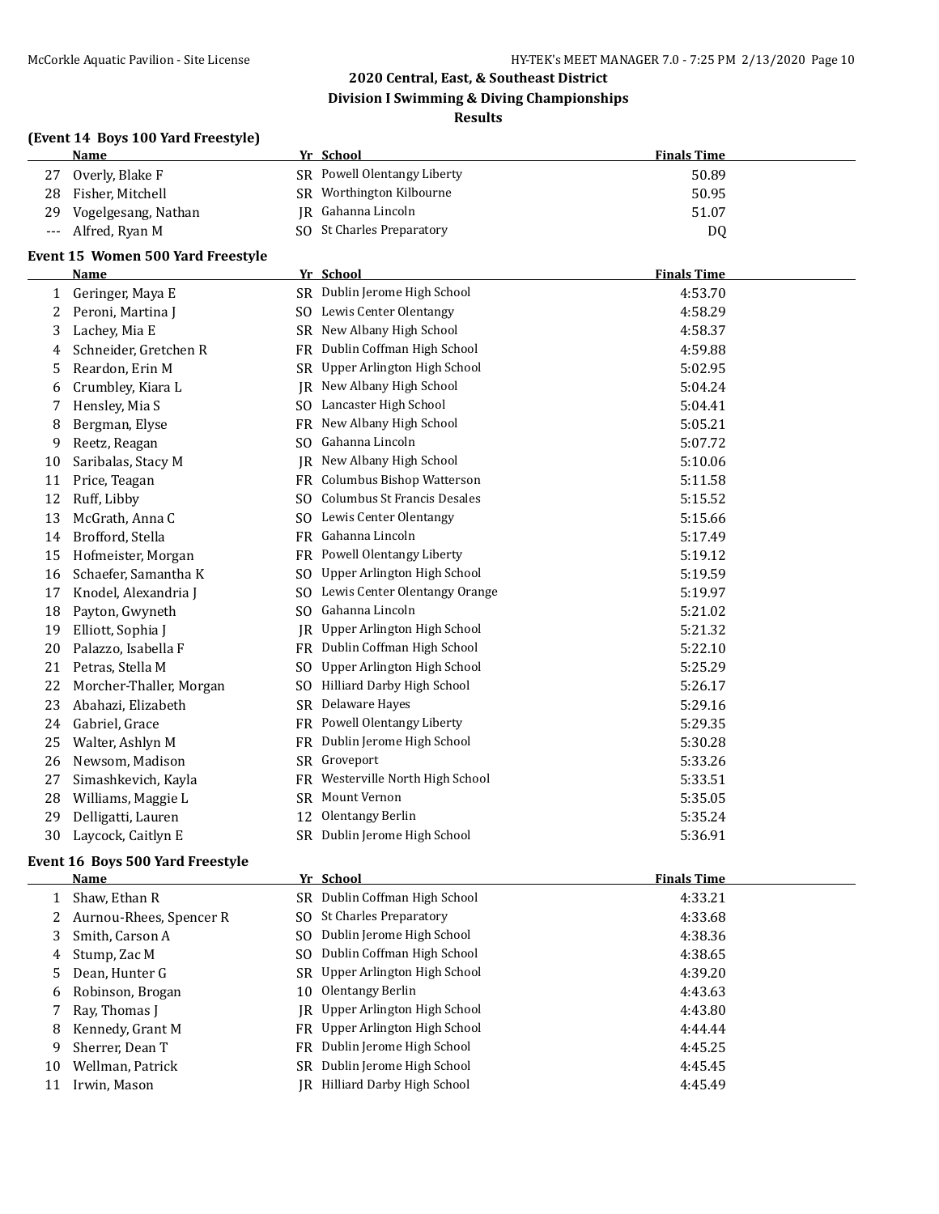## 2020 Central, East, & Southeast District
## Division I Swimming & Diving Championships
## Results

### (Event 14 Boys 100 Yard Freestyle)

| | Name | Yr | School | Finals Time |
|---|---|---|---|---|
| 27 | Overly, Blake F | SR | Powell Olentangy Liberty | 50.89 |
| 28 | Fisher, Mitchell | SR | Worthington Kilbourne | 50.95 |
| 29 | Vogelgesang, Nathan | JR | Gahanna Lincoln | 51.07 |
| --- | Alfred, Ryan M | SO | St Charles Preparatory | DQ |

### Event 15 Women 500 Yard Freestyle

| | Name | Yr | School | Finals Time |
|---|---|---|---|---|
| 1 | Geringer, Maya E | SR | Dublin Jerome High School | 4:53.70 |
| 2 | Peroni, Martina J | SO | Lewis Center Olentangy | 4:58.29 |
| 3 | Lachey, Mia E | SR | New Albany High School | 4:58.37 |
| 4 | Schneider, Gretchen R | FR | Dublin Coffman High School | 4:59.88 |
| 5 | Reardon, Erin M | SR | Upper Arlington High School | 5:02.95 |
| 6 | Crumbley, Kiara L | JR | New Albany High School | 5:04.24 |
| 7 | Hensley, Mia S | SO | Lancaster High School | 5:04.41 |
| 8 | Bergman, Elyse | FR | New Albany High School | 5:05.21 |
| 9 | Reetz, Reagan | SO | Gahanna Lincoln | 5:07.72 |
| 10 | Saribalas, Stacy M | JR | New Albany High School | 5:10.06 |
| 11 | Price, Teagan | FR | Columbus Bishop Watterson | 5:11.58 |
| 12 | Ruff, Libby | SO | Columbus St Francis Desales | 5:15.52 |
| 13 | McGrath, Anna C | SO | Lewis Center Olentangy | 5:15.66 |
| 14 | Brofford, Stella | FR | Gahanna Lincoln | 5:17.49 |
| 15 | Hofmeister, Morgan | FR | Powell Olentangy Liberty | 5:19.12 |
| 16 | Schaefer, Samantha K | SO | Upper Arlington High School | 5:19.59 |
| 17 | Knodel, Alexandria J | SO | Lewis Center Olentangy Orange | 5:19.97 |
| 18 | Payton, Gwyneth | SO | Gahanna Lincoln | 5:21.02 |
| 19 | Elliott, Sophia J | JR | Upper Arlington High School | 5:21.32 |
| 20 | Palazzo, Isabella F | FR | Dublin Coffman High School | 5:22.10 |
| 21 | Petras, Stella M | SO | Upper Arlington High School | 5:25.29 |
| 22 | Morcher-Thaller, Morgan | SO | Hilliard Darby High School | 5:26.17 |
| 23 | Abahazi, Elizabeth | SR | Delaware Hayes | 5:29.16 |
| 24 | Gabriel, Grace | FR | Powell Olentangy Liberty | 5:29.35 |
| 25 | Walter, Ashlyn M | FR | Dublin Jerome High School | 5:30.28 |
| 26 | Newsom, Madison | SR | Groveport | 5:33.26 |
| 27 | Simashkevich, Kayla | FR | Westerville North High School | 5:33.51 |
| 28 | Williams, Maggie L | SR | Mount Vernon | 5:35.05 |
| 29 | Delligatti, Lauren | 12 | Olentangy Berlin | 5:35.24 |
| 30 | Laycock, Caitlyn E | SR | Dublin Jerome High School | 5:36.91 |

### Event 16 Boys 500 Yard Freestyle

| | Name | Yr | School | Finals Time |
|---|---|---|---|---|
| 1 | Shaw, Ethan R | SR | Dublin Coffman High School | 4:33.21 |
| 2 | Aurnou-Rhees, Spencer R | SO | St Charles Preparatory | 4:33.68 |
| 3 | Smith, Carson A | SO | Dublin Jerome High School | 4:38.36 |
| 4 | Stump, Zac M | SO | Dublin Coffman High School | 4:38.65 |
| 5 | Dean, Hunter G | SR | Upper Arlington High School | 4:39.20 |
| 6 | Robinson, Brogan | 10 | Olentangy Berlin | 4:43.63 |
| 7 | Ray, Thomas J | JR | Upper Arlington High School | 4:43.80 |
| 8 | Kennedy, Grant M | FR | Upper Arlington High School | 4:44.44 |
| 9 | Sherrer, Dean T | FR | Dublin Jerome High School | 4:45.25 |
| 10 | Wellman, Patrick | SR | Dublin Jerome High School | 4:45.45 |
| 11 | Irwin, Mason | JR | Hilliard Darby High School | 4:45.49 |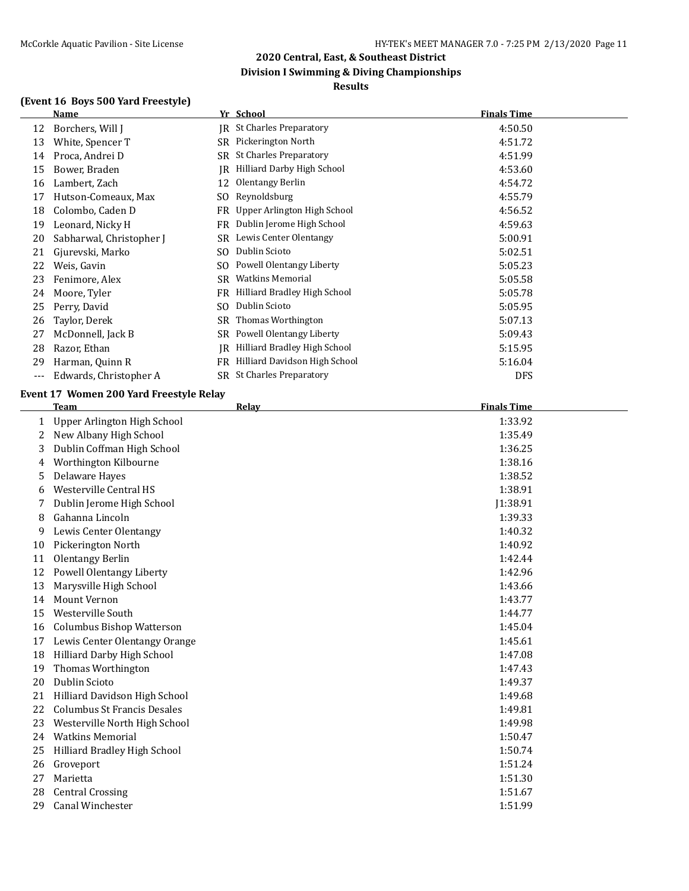## 2020 Central, East, & Southeast District

## Division I Swimming & Diving Championships

## Results

### (Event 16 Boys 500 Yard Freestyle)

| | Name | Yr | School | Finals Time |
|---|---|---|---|---|
| 12 | Borchers, Will J | JR | St Charles Preparatory | 4:50.50 |
| 13 | White, Spencer T | SR | Pickerington North | 4:51.72 |
| 14 | Proca, Andrei D | SR | St Charles Preparatory | 4:51.99 |
| 15 | Bower, Braden | JR | Hilliard Darby High School | 4:53.60 |
| 16 | Lambert, Zach | 12 | Olentangy Berlin | 4:54.72 |
| 17 | Hutson-Comeaux, Max | SO | Reynoldsburg | 4:55.79 |
| 18 | Colombo, Caden D | FR | Upper Arlington High School | 4:56.52 |
| 19 | Leonard, Nicky H | FR | Dublin Jerome High School | 4:59.63 |
| 20 | Sabharwal, Christopher J | SR | Lewis Center Olentangy | 5:00.91 |
| 21 | Gjurevski, Marko | SO | Dublin Scioto | 5:02.51 |
| 22 | Weis, Gavin | SO | Powell Olentangy Liberty | 5:05.23 |
| 23 | Fenimore, Alex | SR | Watkins Memorial | 5:05.58 |
| 24 | Moore, Tyler | FR | Hilliard Bradley High School | 5:05.78 |
| 25 | Perry, David | SO | Dublin Scioto | 5:05.95 |
| 26 | Taylor, Derek | SR | Thomas Worthington | 5:07.13 |
| 27 | McDonnell, Jack B | SR | Powell Olentangy Liberty | 5:09.43 |
| 28 | Razor, Ethan | JR | Hilliard Bradley High School | 5:15.95 |
| 29 | Harman, Quinn R | FR | Hilliard Davidson High School | 5:16.04 |
| --- | Edwards, Christopher A | SR | St Charles Preparatory | DFS |

### Event 17 Women 200 Yard Freestyle Relay

| | Team | Relay | Finals Time |
|---|---|---|---|
| 1 | Upper Arlington High School | | 1:33.92 |
| 2 | New Albany High School | | 1:35.49 |
| 3 | Dublin Coffman High School | | 1:36.25 |
| 4 | Worthington Kilbourne | | 1:38.16 |
| 5 | Delaware Hayes | | 1:38.52 |
| 6 | Westerville Central HS | | 1:38.91 |
| 7 | Dublin Jerome High School | | J1:38.91 |
| 8 | Gahanna Lincoln | | 1:39.33 |
| 9 | Lewis Center Olentangy | | 1:40.32 |
| 10 | Pickerington North | | 1:40.92 |
| 11 | Olentangy Berlin | | 1:42.44 |
| 12 | Powell Olentangy Liberty | | 1:42.96 |
| 13 | Marysville High School | | 1:43.66 |
| 14 | Mount Vernon | | 1:43.77 |
| 15 | Westerville South | | 1:44.77 |
| 16 | Columbus Bishop Watterson | | 1:45.04 |
| 17 | Lewis Center Olentangy Orange | | 1:45.61 |
| 18 | Hilliard Darby High School | | 1:47.08 |
| 19 | Thomas Worthington | | 1:47.43 |
| 20 | Dublin Scioto | | 1:49.37 |
| 21 | Hilliard Davidson High School | | 1:49.68 |
| 22 | Columbus St Francis Desales | | 1:49.81 |
| 23 | Westerville North High School | | 1:49.98 |
| 24 | Watkins Memorial | | 1:50.47 |
| 25 | Hilliard Bradley High School | | 1:50.74 |
| 26 | Groveport | | 1:51.24 |
| 27 | Marietta | | 1:51.30 |
| 28 | Central Crossing | | 1:51.67 |
| 29 | Canal Winchester | | 1:51.99 |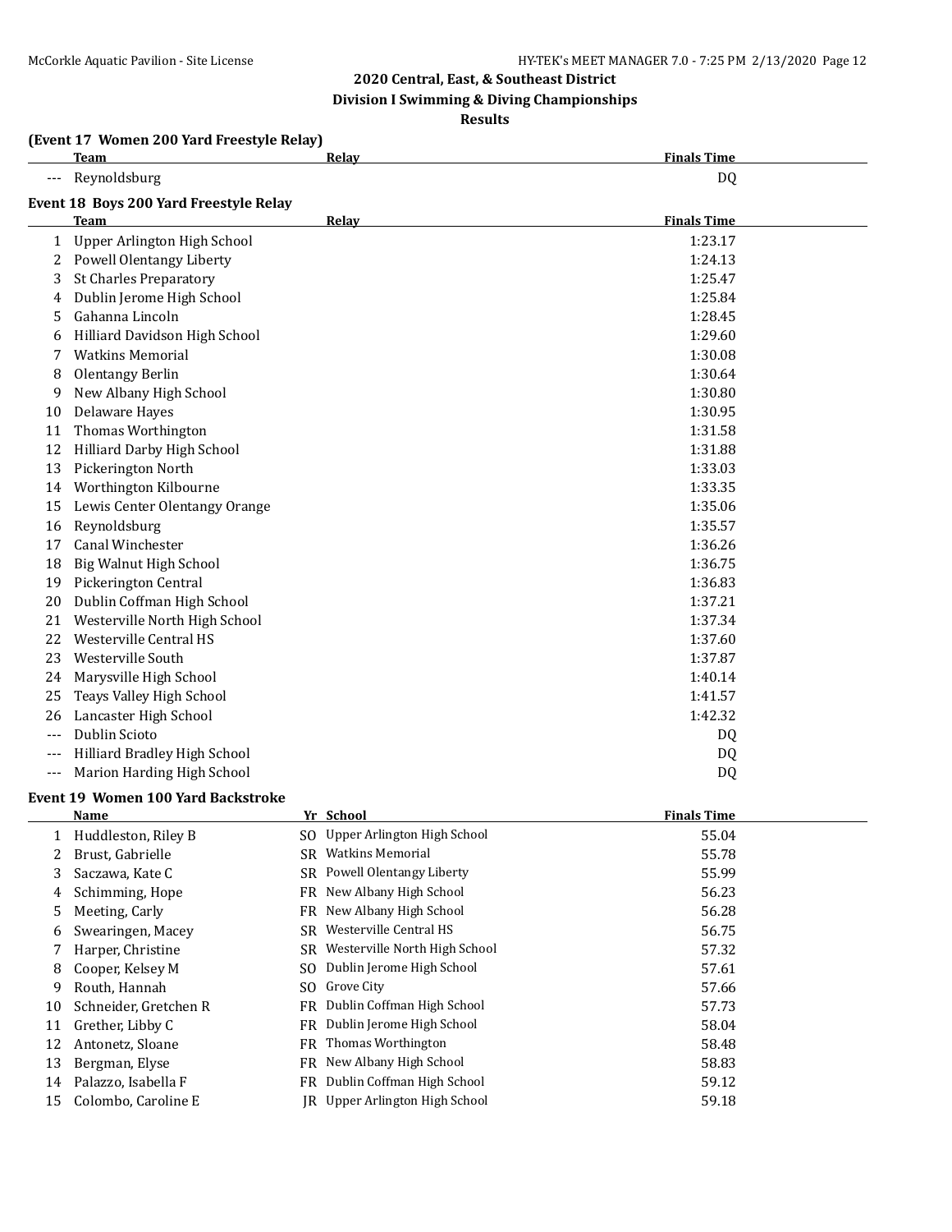## 2020 Central, East, & Southeast District
## Division I Swimming & Diving Championships
## Results

**(Event 17 Women 200 Yard Freestyle Relay)**

| | Team | Relay | Finals Time |
|---|---|---|---|
| --- | Reynoldsburg | | DQ |

**Event 18 Boys 200 Yard Freestyle Relay**

| | Team | Relay | Finals Time |
|---|---|---|---|
| 1 | Upper Arlington High School | | 1:23.17 |
| 2 | Powell Olentangy Liberty | | 1:24.13 |
| 3 | St Charles Preparatory | | 1:25.47 |
| 4 | Dublin Jerome High School | | 1:25.84 |
| 5 | Gahanna Lincoln | | 1:28.45 |
| 6 | Hilliard Davidson High School | | 1:29.60 |
| 7 | Watkins Memorial | | 1:30.08 |
| 8 | Olentangy Berlin | | 1:30.64 |
| 9 | New Albany High School | | 1:30.80 |
| 10 | Delaware Hayes | | 1:30.95 |
| 11 | Thomas Worthington | | 1:31.58 |
| 12 | Hilliard Darby High School | | 1:31.88 |
| 13 | Pickerington North | | 1:33.03 |
| 14 | Worthington Kilbourne | | 1:33.35 |
| 15 | Lewis Center Olentangy Orange | | 1:35.06 |
| 16 | Reynoldsburg | | 1:35.57 |
| 17 | Canal Winchester | | 1:36.26 |
| 18 | Big Walnut High School | | 1:36.75 |
| 19 | Pickerington Central | | 1:36.83 |
| 20 | Dublin Coffman High School | | 1:37.21 |
| 21 | Westerville North High School | | 1:37.34 |
| 22 | Westerville Central HS | | 1:37.60 |
| 23 | Westerville South | | 1:37.87 |
| 24 | Marysville High School | | 1:40.14 |
| 25 | Teays Valley High School | | 1:41.57 |
| 26 | Lancaster High School | | 1:42.32 |
| --- | Dublin Scioto | | DQ |
| --- | Hilliard Bradley High School | | DQ |
| --- | Marion Harding High School | | DQ |

**Event 19 Women 100 Yard Backstroke**

| | Name | Yr | School | Finals Time |
|---|---|---|---|---|
| 1 | Huddleston, Riley B | SO | Upper Arlington High School | 55.04 |
| 2 | Brust, Gabrielle | SR | Watkins Memorial | 55.78 |
| 3 | Saczawa, Kate C | SR | Powell Olentangy Liberty | 55.99 |
| 4 | Schimming, Hope | FR | New Albany High School | 56.23 |
| 5 | Meeting, Carly | FR | New Albany High School | 56.28 |
| 6 | Swearingen, Macey | SR | Westerville Central HS | 56.75 |
| 7 | Harper, Christine | SR | Westerville North High School | 57.32 |
| 8 | Cooper, Kelsey M | SO | Dublin Jerome High School | 57.61 |
| 9 | Routh, Hannah | SO | Grove City | 57.66 |
| 10 | Schneider, Gretchen R | FR | Dublin Coffman High School | 57.73 |
| 11 | Grether, Libby C | FR | Dublin Jerome High School | 58.04 |
| 12 | Antonetz, Sloane | FR | Thomas Worthington | 58.48 |
| 13 | Bergman, Elyse | FR | New Albany High School | 58.83 |
| 14 | Palazzo, Isabella F | FR | Dublin Coffman High School | 59.12 |
| 15 | Colombo, Caroline E | JR | Upper Arlington High School | 59.18 |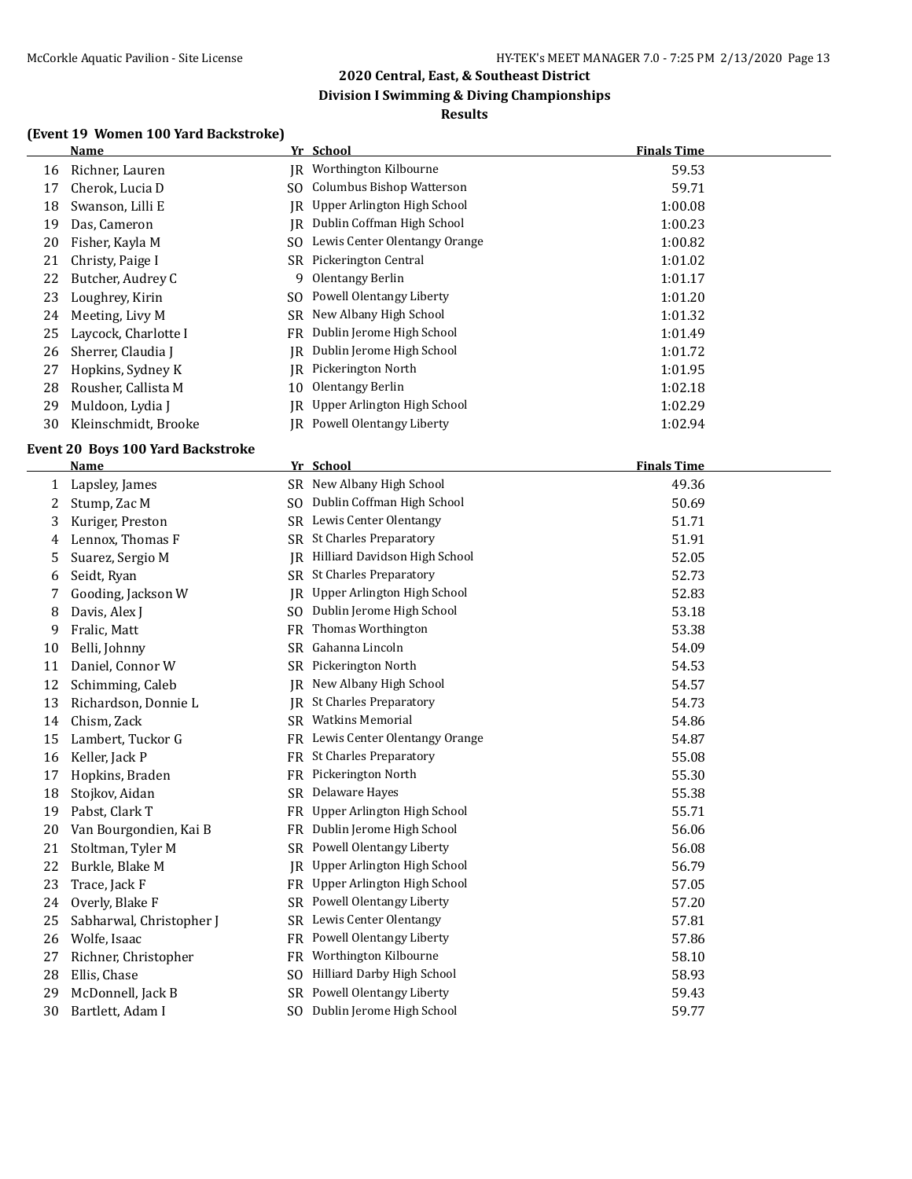## 2020 Central, East, & Southeast District
## Division I Swimming & Diving Championships
### Results

### (Event 19 Women 100 Yard Backstroke)

| | Name | Yr | School | Finals Time |
|---|---|---|---|---|
| 16 | Richner, Lauren | JR | Worthington Kilbourne | 59.53 |
| 17 | Cherok, Lucia D | SO | Columbus Bishop Watterson | 59.71 |
| 18 | Swanson, Lilli E | JR | Upper Arlington High School | 1:00.08 |
| 19 | Das, Cameron | JR | Dublin Coffman High School | 1:00.23 |
| 20 | Fisher, Kayla M | SO | Lewis Center Olentangy Orange | 1:00.82 |
| 21 | Christy, Paige I | SR | Pickerington Central | 1:01.02 |
| 22 | Butcher, Audrey C | 9 | Olentangy Berlin | 1:01.17 |
| 23 | Loughrey, Kirin | SO | Powell Olentangy Liberty | 1:01.20 |
| 24 | Meeting, Livy M | SR | New Albany High School | 1:01.32 |
| 25 | Laycock, Charlotte I | FR | Dublin Jerome High School | 1:01.49 |
| 26 | Sherrer, Claudia J | JR | Dublin Jerome High School | 1:01.72 |
| 27 | Hopkins, Sydney K | JR | Pickerington North | 1:01.95 |
| 28 | Rousher, Callista M | 10 | Olentangy Berlin | 1:02.18 |
| 29 | Muldoon, Lydia J | JR | Upper Arlington High School | 1:02.29 |
| 30 | Kleinschmidt, Brooke | JR | Powell Olentangy Liberty | 1:02.94 |

### Event 20 Boys 100 Yard Backstroke

| | Name | Yr | School | Finals Time |
|---|---|---|---|---|
| 1 | Lapsley, James | SR | New Albany High School | 49.36 |
| 2 | Stump, Zac M | SO | Dublin Coffman High School | 50.69 |
| 3 | Kuriger, Preston | SR | Lewis Center Olentangy | 51.71 |
| 4 | Lennox, Thomas F | SR | St Charles Preparatory | 51.91 |
| 5 | Suarez, Sergio M | JR | Hilliard Davidson High School | 52.05 |
| 6 | Seidt, Ryan | SR | St Charles Preparatory | 52.73 |
| 7 | Gooding, Jackson W | JR | Upper Arlington High School | 52.83 |
| 8 | Davis, Alex J | SO | Dublin Jerome High School | 53.18 |
| 9 | Fralic, Matt | FR | Thomas Worthington | 53.38 |
| 10 | Belli, Johnny | SR | Gahanna Lincoln | 54.09 |
| 11 | Daniel, Connor W | SR | Pickerington North | 54.53 |
| 12 | Schimming, Caleb | JR | New Albany High School | 54.57 |
| 13 | Richardson, Donnie L | JR | St Charles Preparatory | 54.73 |
| 14 | Chism, Zack | SR | Watkins Memorial | 54.86 |
| 15 | Lambert, Tuckor G | FR | Lewis Center Olentangy Orange | 54.87 |
| 16 | Keller, Jack P | FR | St Charles Preparatory | 55.08 |
| 17 | Hopkins, Braden | FR | Pickerington North | 55.30 |
| 18 | Stojkov, Aidan | SR | Delaware Hayes | 55.38 |
| 19 | Pabst, Clark T | FR | Upper Arlington High School | 55.71 |
| 20 | Van Bourgondien, Kai B | FR | Dublin Jerome High School | 56.06 |
| 21 | Stoltman, Tyler M | SR | Powell Olentangy Liberty | 56.08 |
| 22 | Burkle, Blake M | JR | Upper Arlington High School | 56.79 |
| 23 | Trace, Jack F | FR | Upper Arlington High School | 57.05 |
| 24 | Overly, Blake F | SR | Powell Olentangy Liberty | 57.20 |
| 25 | Sabharwal, Christopher J | SR | Lewis Center Olentangy | 57.81 |
| 26 | Wolfe, Isaac | FR | Powell Olentangy Liberty | 57.86 |
| 27 | Richner, Christopher | FR | Worthington Kilbourne | 58.10 |
| 28 | Ellis, Chase | SO | Hilliard Darby High School | 58.93 |
| 29 | McDonnell, Jack B | SR | Powell Olentangy Liberty | 59.43 |
| 30 | Bartlett, Adam I | SO | Dublin Jerome High School | 59.77 |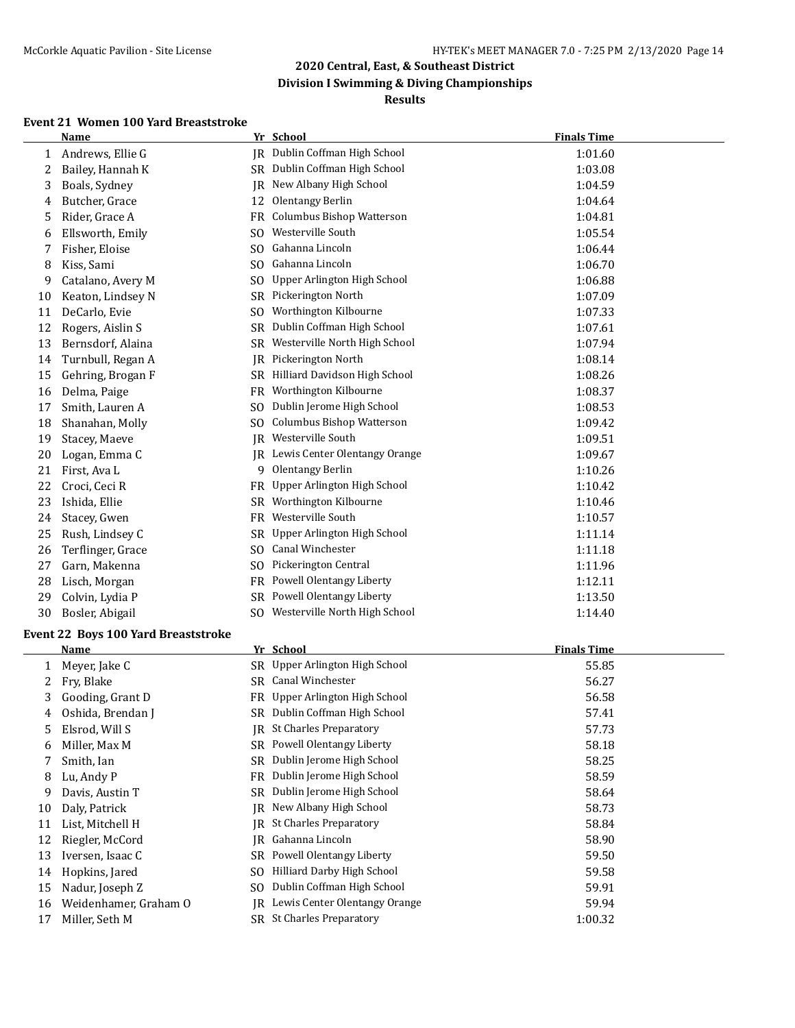# 2020 Central, East, & Southeast District
## Division I Swimming & Diving Championships
### Results

#### Event 21 Women 100 Yard Breaststroke

| | Name | Yr | School | Finals Time |
|---|---|---|---|---|
| 1 | Andrews, Ellie G | JR | Dublin Coffman High School | 1:01.60 |
| 2 | Bailey, Hannah K | SR | Dublin Coffman High School | 1:03.08 |
| 3 | Boals, Sydney | JR | New Albany High School | 1:04.59 |
| 4 | Butcher, Grace | 12 | Olentangy Berlin | 1:04.64 |
| 5 | Rider, Grace A | FR | Columbus Bishop Watterson | 1:04.81 |
| 6 | Ellsworth, Emily | SO | Westerville South | 1:05.54 |
| 7 | Fisher, Eloise | SO | Gahanna Lincoln | 1:06.44 |
| 8 | Kiss, Sami | SO | Gahanna Lincoln | 1:06.70 |
| 9 | Catalano, Avery M | SO | Upper Arlington High School | 1:06.88 |
| 10 | Keaton, Lindsey N | SR | Pickerington North | 1:07.09 |
| 11 | DeCarlo, Evie | SO | Worthington Kilbourne | 1:07.33 |
| 12 | Rogers, Aislin S | SR | Dublin Coffman High School | 1:07.61 |
| 13 | Bernsdorf, Alaina | SR | Westerville North High School | 1:07.94 |
| 14 | Turnbull, Regan A | JR | Pickerington North | 1:08.14 |
| 15 | Gehring, Brogan F | SR | Hilliard Davidson High School | 1:08.26 |
| 16 | Delma, Paige | FR | Worthington Kilbourne | 1:08.37 |
| 17 | Smith, Lauren A | SO | Dublin Jerome High School | 1:08.53 |
| 18 | Shanahan, Molly | SO | Columbus Bishop Watterson | 1:09.42 |
| 19 | Stacey, Maeve | JR | Westerville South | 1:09.51 |
| 20 | Logan, Emma C | JR | Lewis Center Olentangy Orange | 1:09.67 |
| 21 | First, Ava L | 9 | Olentangy Berlin | 1:10.26 |
| 22 | Croci, Ceci R | FR | Upper Arlington High School | 1:10.42 |
| 23 | Ishida, Ellie | SR | Worthington Kilbourne | 1:10.46 |
| 24 | Stacey, Gwen | FR | Westerville South | 1:10.57 |
| 25 | Rush, Lindsey C | SR | Upper Arlington High School | 1:11.14 |
| 26 | Terflinger, Grace | SO | Canal Winchester | 1:11.18 |
| 27 | Garn, Makenna | SO | Pickerington Central | 1:11.96 |
| 28 | Lisch, Morgan | FR | Powell Olentangy Liberty | 1:12.11 |
| 29 | Colvin, Lydia P | SR | Powell Olentangy Liberty | 1:13.50 |
| 30 | Bosler, Abigail | SO | Westerville North High School | 1:14.40 |

#### Event 22 Boys 100 Yard Breaststroke

| | Name | Yr | School | Finals Time |
|---|---|---|---|---|
| 1 | Meyer, Jake C | SR | Upper Arlington High School | 55.85 |
| 2 | Fry, Blake | SR | Canal Winchester | 56.27 |
| 3 | Gooding, Grant D | FR | Upper Arlington High School | 56.58 |
| 4 | Oshida, Brendan J | SR | Dublin Coffman High School | 57.41 |
| 5 | Elsrod, Will S | JR | St Charles Preparatory | 57.73 |
| 6 | Miller, Max M | SR | Powell Olentangy Liberty | 58.18 |
| 7 | Smith, Ian | SR | Dublin Jerome High School | 58.25 |
| 8 | Lu, Andy P | FR | Dublin Jerome High School | 58.59 |
| 9 | Davis, Austin T | SR | Dublin Jerome High School | 58.64 |
| 10 | Daly, Patrick | JR | New Albany High School | 58.73 |
| 11 | List, Mitchell H | JR | St Charles Preparatory | 58.84 |
| 12 | Riegler, McCord | JR | Gahanna Lincoln | 58.90 |
| 13 | Iversen, Isaac C | SR | Powell Olentangy Liberty | 59.50 |
| 14 | Hopkins, Jared | SO | Hilliard Darby High School | 59.58 |
| 15 | Nadur, Joseph Z | SO | Dublin Coffman High School | 59.91 |
| 16 | Weidenhamer, Graham O | JR | Lewis Center Olentangy Orange | 59.94 |
| 17 | Miller, Seth M | SR | St Charles Preparatory | 1:00.32 |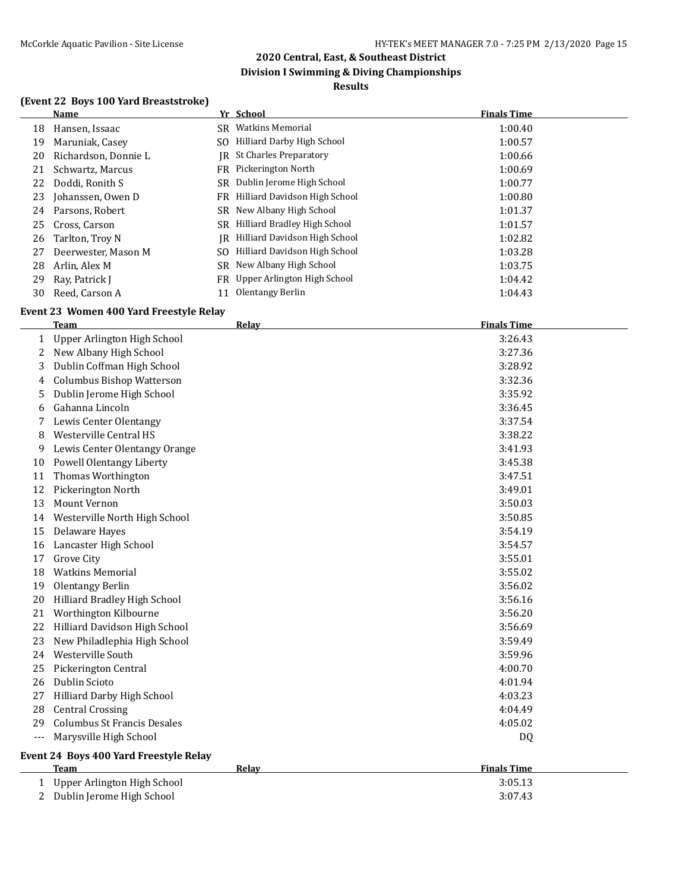## 2020 Central, East, & Southeast District
## Division I Swimming & Diving Championships
### Results

**(Event 22 Boys 100 Yard Breaststroke)**

| | Name | Yr | School | Finals Time |
|---|---|---|---|---|
| 18 | Hansen, Issaac | SR | Watkins Memorial | 1:00.40 |
| 19 | Maruniak, Casey | SO | Hilliard Darby High School | 1:00.57 |
| 20 | Richardson, Donnie L | JR | St Charles Preparatory | 1:00.66 |
| 21 | Schwartz, Marcus | FR | Pickerington North | 1:00.69 |
| 22 | Doddi, Ronith S | SR | Dublin Jerome High School | 1:00.77 |
| 23 | Johanssen, Owen D | FR | Hilliard Davidson High School | 1:00.80 |
| 24 | Parsons, Robert | SR | New Albany High School | 1:01.37 |
| 25 | Cross, Carson | SR | Hilliard Bradley High School | 1:01.57 |
| 26 | Tarlton, Troy N | JR | Hilliard Davidson High School | 1:02.82 |
| 27 | Deerwester, Mason M | SO | Hilliard Davidson High School | 1:03.28 |
| 28 | Arlin, Alex M | SR | New Albany High School | 1:03.75 |
| 29 | Ray, Patrick J | FR | Upper Arlington High School | 1:04.42 |
| 30 | Reed, Carson A | 11 | Olentangy Berlin | 1:04.43 |

**Event 23 Women 400 Yard Freestyle Relay**

| | Team | Relay | Finals Time |
|---|---|---|---|
| 1 | Upper Arlington High School | | 3:26.43 |
| 2 | New Albany High School | | 3:27.36 |
| 3 | Dublin Coffman High School | | 3:28.92 |
| 4 | Columbus Bishop Watterson | | 3:32.36 |
| 5 | Dublin Jerome High School | | 3:35.92 |
| 6 | Gahanna Lincoln | | 3:36.45 |
| 7 | Lewis Center Olentangy | | 3:37.54 |
| 8 | Westerville Central HS | | 3:38.22 |
| 9 | Lewis Center Olentangy Orange | | 3:41.93 |
| 10 | Powell Olentangy Liberty | | 3:45.38 |
| 11 | Thomas Worthington | | 3:47.51 |
| 12 | Pickerington North | | 3:49.01 |
| 13 | Mount Vernon | | 3:50.03 |
| 14 | Westerville North High School | | 3:50.85 |
| 15 | Delaware Hayes | | 3:54.19 |
| 16 | Lancaster High School | | 3:54.57 |
| 17 | Grove City | | 3:55.01 |
| 18 | Watkins Memorial | | 3:55.02 |
| 19 | Olentangy Berlin | | 3:56.02 |
| 20 | Hilliard Bradley High School | | 3:56.16 |
| 21 | Worthington Kilbourne | | 3:56.20 |
| 22 | Hilliard Davidson High School | | 3:56.69 |
| 23 | New Philadlephia High School | | 3:59.49 |
| 24 | Westerville South | | 3:59.96 |
| 25 | Pickerington Central | | 4:00.70 |
| 26 | Dublin Scioto | | 4:01.94 |
| 27 | Hilliard Darby High School | | 4:03.23 |
| 28 | Central Crossing | | 4:04.49 |
| 29 | Columbus St Francis Desales | | 4:05.02 |
| --- | Marysville High School | | DQ |

**Event 24 Boys 400 Yard Freestyle Relay**

| | Team | Relay | Finals Time |
|---|---|---|---|
| 1 | Upper Arlington High School | | 3:05.13 |
| 2 | Dublin Jerome High School | | 3:07.43 |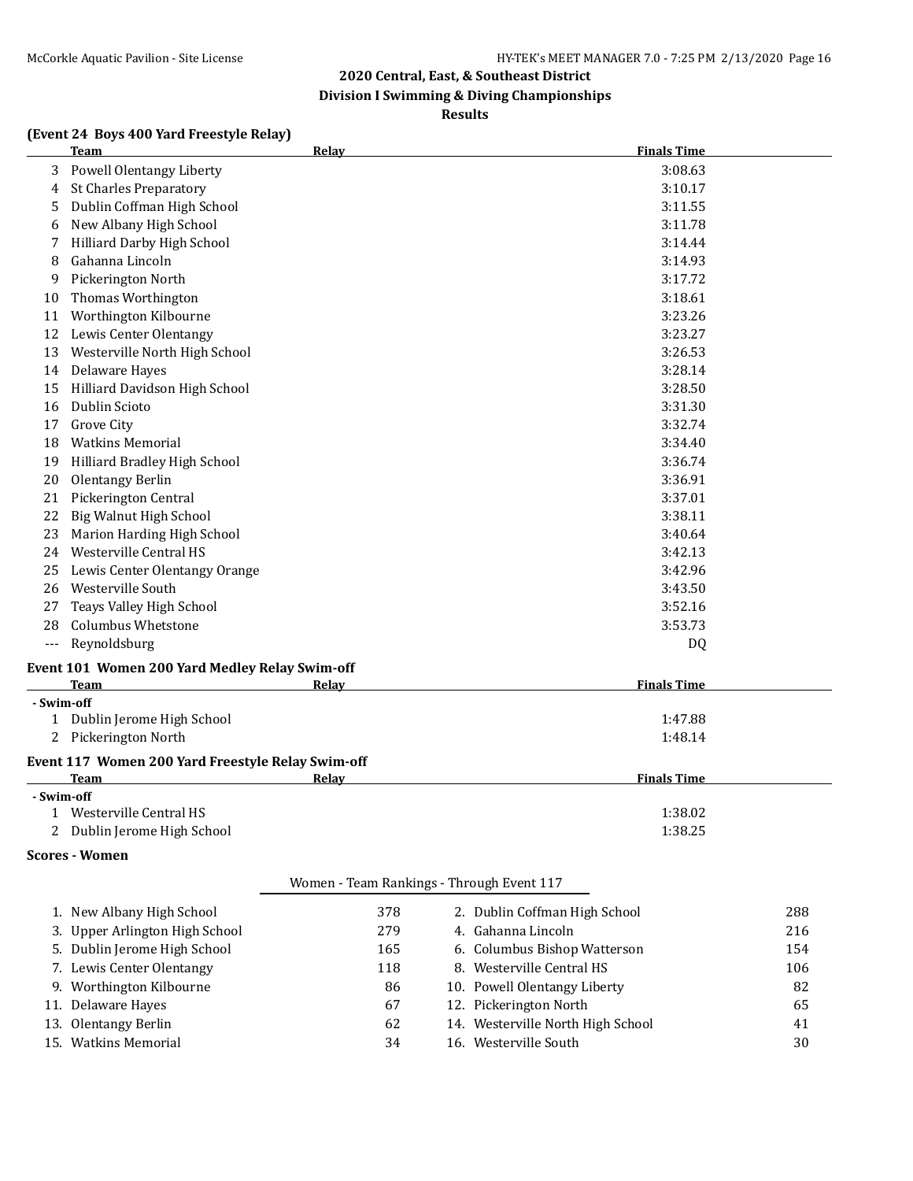## 2020 Central, East, & Southeast District
## Division I Swimming & Diving Championships
### Results

**(Event 24 Boys 400 Yard Freestyle Relay)**

| | Team | Relay | Finals Time |
|---|---|---|---|
| 3 | Powell Olentangy Liberty | | 3:08.63 |
| 4 | St Charles Preparatory | | 3:10.17 |
| 5 | Dublin Coffman High School | | 3:11.55 |
| 6 | New Albany High School | | 3:11.78 |
| 7 | Hilliard Darby High School | | 3:14.44 |
| 8 | Gahanna Lincoln | | 3:14.93 |
| 9 | Pickerington North | | 3:17.72 |
| 10 | Thomas Worthington | | 3:18.61 |
| 11 | Worthington Kilbourne | | 3:23.26 |
| 12 | Lewis Center Olentangy | | 3:23.27 |
| 13 | Westerville North High School | | 3:26.53 |
| 14 | Delaware Hayes | | 3:28.14 |
| 15 | Hilliard Davidson High School | | 3:28.50 |
| 16 | Dublin Scioto | | 3:31.30 |
| 17 | Grove City | | 3:32.74 |
| 18 | Watkins Memorial | | 3:34.40 |
| 19 | Hilliard Bradley High School | | 3:36.74 |
| 20 | Olentangy Berlin | | 3:36.91 |
| 21 | Pickerington Central | | 3:37.01 |
| 22 | Big Walnut High School | | 3:38.11 |
| 23 | Marion Harding High School | | 3:40.64 |
| 24 | Westerville Central HS | | 3:42.13 |
| 25 | Lewis Center Olentangy Orange | | 3:42.96 |
| 26 | Westerville South | | 3:43.50 |
| 27 | Teays Valley High School | | 3:52.16 |
| 28 | Columbus Whetstone | | 3:53.73 |
| --- | Reynoldsburg | | DQ |

**Event 101 Women 200 Yard Medley Relay Swim-off**

| | Team | Relay | Finals Time |
|---|---|---|---|
| **- Swim-off** | | | |
| 1 | Dublin Jerome High School | | 1:47.88 |
| 2 | Pickerington North | | 1:48.14 |

**Event 117 Women 200 Yard Freestyle Relay Swim-off**

| | Team | Relay | Finals Time |
|---|---|---|---|
| **- Swim-off** | | | |
| 1 | Westerville Central HS | | 1:38.02 |
| 2 | Dublin Jerome High School | | 1:38.25 |

**Scores - Women**

Women - Team Rankings - Through Event 117

| Place | Team | Points | Place | Team | Points |
|---|---|---|---|---|---|
| 1. | New Albany High School | 378 | 2. | Dublin Coffman High School | 288 |
| 3. | Upper Arlington High School | 279 | 4. | Gahanna Lincoln | 216 |
| 5. | Dublin Jerome High School | 165 | 6. | Columbus Bishop Watterson | 154 |
| 7. | Lewis Center Olentangy | 118 | 8. | Westerville Central HS | 106 |
| 9. | Worthington Kilbourne | 86 | 10. | Powell Olentangy Liberty | 82 |
| 11. | Delaware Hayes | 67 | 12. | Pickerington North | 65 |
| 13. | Olentangy Berlin | 62 | 14. | Westerville North High School | 41 |
| 15. | Watkins Memorial | 34 | 16. | Westerville South | 30 |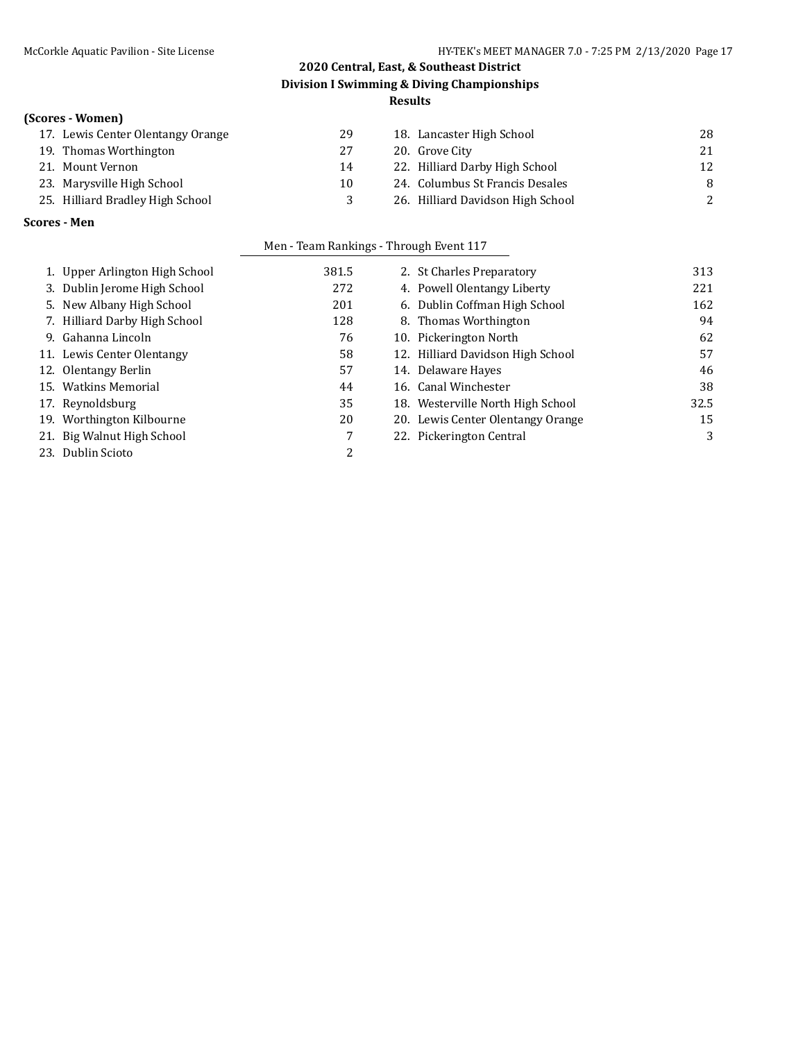## 2020 Central, East, & Southeast District
## Division I Swimming & Diving Championships
### Results

**(Scores - Women)**

| | | | |
|---|---|---|---|
| 17. Lewis Center Olentangy Orange | 29 | 18. Lancaster High School | 28 |
| 19. Thomas Worthington | 27 | 20. Grove City | 21 |
| 21. Mount Vernon | 14 | 22. Hilliard Darby High School | 12 |
| 23. Marysville High School | 10 | 24. Columbus St Francis Desales | 8 |
| 25. Hilliard Bradley High School | 3 | 26. Hilliard Davidson High School | 2 |

**Scores - Men**

Men - Team Rankings - Through Event 117

| | | | |
|---|---|---|---|
| 1. Upper Arlington High School | 381.5 | 2. St Charles Preparatory | 313 |
| 3. Dublin Jerome High School | 272 | 4. Powell Olentangy Liberty | 221 |
| 5. New Albany High School | 201 | 6. Dublin Coffman High School | 162 |
| 7. Hilliard Darby High School | 128 | 8. Thomas Worthington | 94 |
| 9. Gahanna Lincoln | 76 | 10. Pickerington North | 62 |
| 11. Lewis Center Olentangy | 58 | 12. Hilliard Davidson High School | 57 |
| 12. Olentangy Berlin | 57 | 14. Delaware Hayes | 46 |
| 15. Watkins Memorial | 44 | 16. Canal Winchester | 38 |
| 17. Reynoldsburg | 35 | 18. Westerville North High School | 32.5 |
| 19. Worthington Kilbourne | 20 | 20. Lewis Center Olentangy Orange | 15 |
| 21. Big Walnut High School | 7 | 22. Pickerington Central | 3 |
| 23. Dublin Scioto | 2 | | |